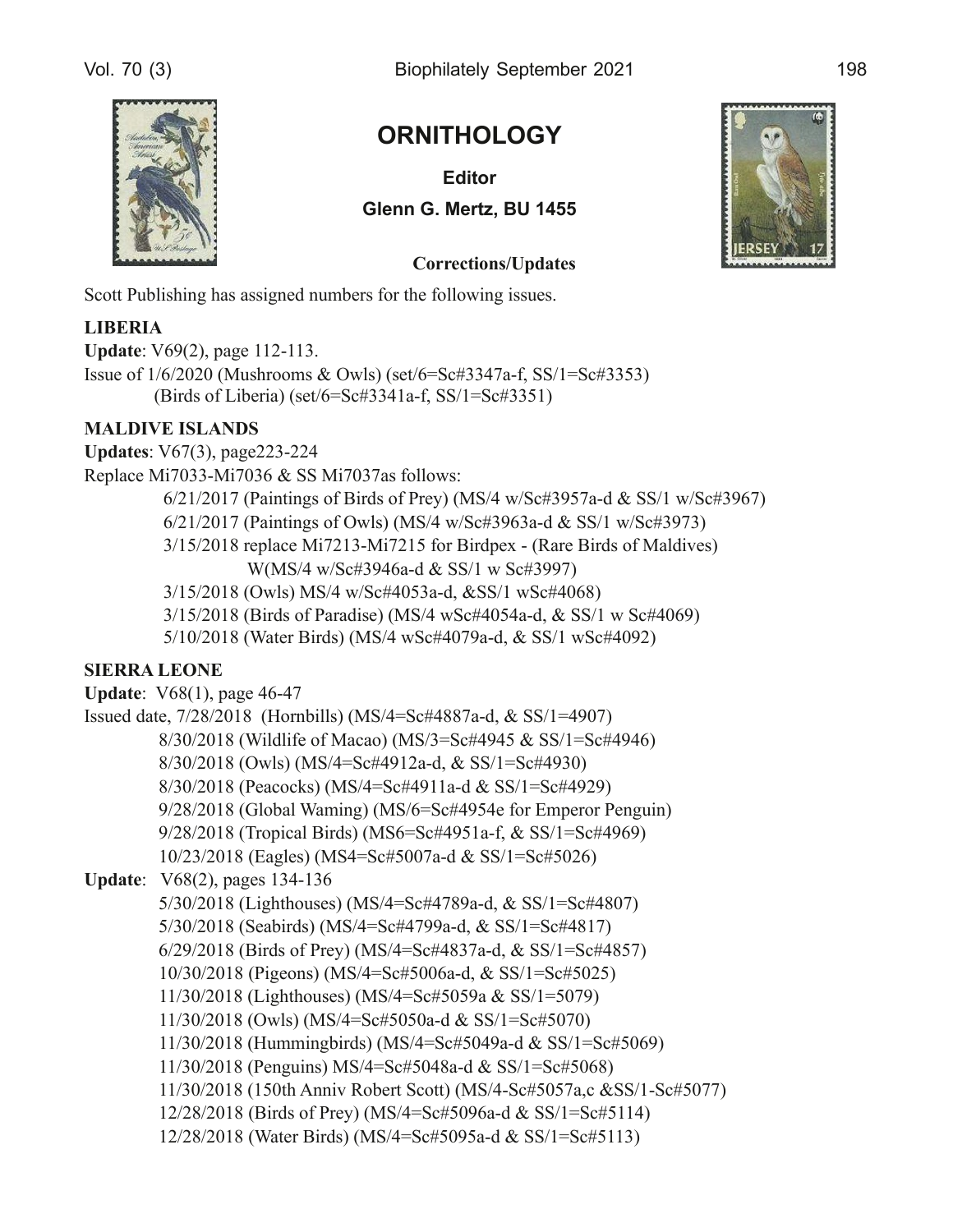# ORNITHOLOGY

**Editor**

**Glenn G. Mertz, BU 1455**

**Corrections/Updates**

Scott Publishing has assigned numbers for the following issues.

**LIBERIA**

**Update**: V69(2), page 112-113.

Issue of 1/6/2020 (Mushrooms & Owls) (set/6=Sc#3347a-f, SS/1=Sc#3353)
(Birds of Liberia) (set/6=Sc#3341a-f, SS/1=Sc#3351)

**MALDIVE ISLANDS**

**Updates**: V67(3), page223-224

Replace Mi7033-Mi7036 & SS Mi7037as follows:

6/21/2017 (Paintings of Birds of Prey) (MS/4 w/Sc#3957a-d & SS/1 w/Sc#3967)
6/21/2017 (Paintings of Owls) (MS/4 w/Sc#3963a-d & SS/1 w/Sc#3973)
3/15/2018 replace Mi7213-Mi7215 for Birdpex - (Rare Birds of Maldives)
W(MS/4 w/Sc#3946a-d & SS/1 w Sc#3997)
3/15/2018 (Owls) MS/4 w/Sc#4053a-d, &SS/1 wSc#4068)
3/15/2018 (Birds of Paradise) (MS/4 wSc#4054a-d, & SS/1 w Sc#4069)
5/10/2018 (Water Birds) (MS/4 wSc#4079a-d, & SS/1 wSc#4092)

**SIERRA LEONE**

**Update**: V68(1), page 46-47

Issued date, 7/28/2018 (Hornbills) (MS/4=Sc#4887a-d, & SS/1=4907)
8/30/2018 (Wildlife of Macao) (MS/3=Sc#4945 & SS/1=Sc#4946)
8/30/2018 (Owls) (MS/4=Sc#4912a-d, & SS/1=Sc#4930)
8/30/2018 (Peacocks) (MS/4=Sc#4911a-d & SS/1=Sc#4929)
9/28/2018 (Global Waming) (MS/6=Sc#4954e for Emperor Penguin)
9/28/2018 (Tropical Birds) (MS6=Sc#4951a-f, & SS/1=Sc#4969)
10/23/2018 (Eagles) (MS4=Sc#5007a-d & SS/1=Sc#5026)

**Update**: V68(2), pages 134-136

5/30/2018 (Lighthouses) (MS/4=Sc#4789a-d, & SS/1=Sc#4807)
5/30/2018 (Seabirds) (MS/4=Sc#4799a-d, & SS/1=Sc#4817)
6/29/2018 (Birds of Prey) (MS/4=Sc#4837a-d, & SS/1=Sc#4857)
10/30/2018 (Pigeons) (MS/4=Sc#5006a-d, & SS/1=Sc#5025)
11/30/2018 (Lighthouses) (MS/4=Sc#5059a & SS/1=5079)
11/30/2018 (Owls) (MS/4=Sc#5050a-d & SS/1=Sc#5070)
11/30/2018 (Hummingbirds) (MS/4=Sc#5049a-d & SS/1=Sc#5069)
11/30/2018 (Penguins) MS/4=Sc#5048a-d & SS/1=Sc#5068)
11/30/2018 (150th Anniv Robert Scott) (MS/4-Sc#5057a,c &SS/1-Sc#5077)
12/28/2018 (Birds of Prey) (MS/4=Sc#5096a-d & SS/1=Sc#5114)
12/28/2018 (Water Birds) (MS/4=Sc#5095a-d & SS/1=Sc#5113)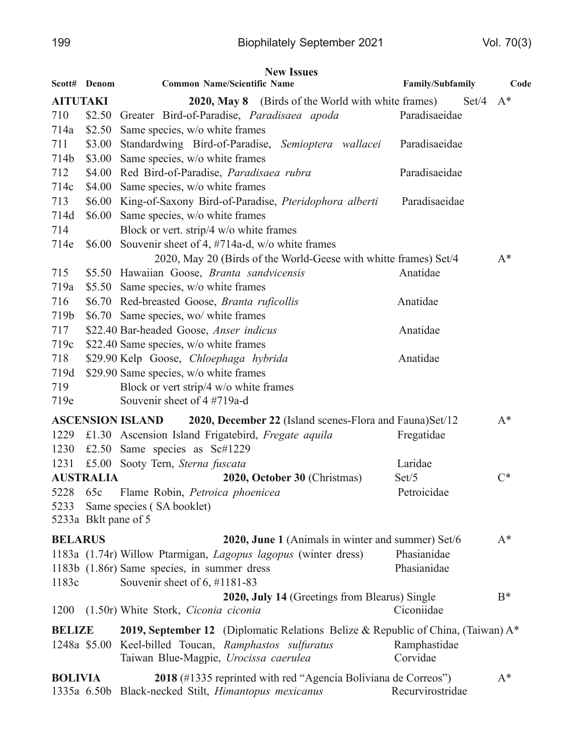## New Issues

| Scott# | Denom | Common Name/Scientific Name | Family/Subfamily | Code |
|---|---|---|---|---|
| **AITUTAKI** | | **2020, May 8** (Birds of the World with white frames) Set/4 | | A* |
| 710 | $2.50 | Greater Bird-of-Paradise, *Paradisaea apoda* | Paradisaeidae | |
| 714a | $2.50 | Same species, w/o white frames | | |
| 711 | $3.00 | Standardwing Bird-of-Paradise, *Semioptera wallacei* | Paradisaeidae | |
| 714b | $3.00 | Same species, w/o white frames | | |
| 712 | $4.00 | Red Bird-of-Paradise, *Paradisaea rubra* | Paradisaeidae | |
| 714c | $4.00 | Same species, w/o white frames | | |
| 713 | $6.00 | King-of-Saxony Bird-of-Paradise, *Pteridophora alberti* | Paradisaeidae | |
| 714d | $6.00 | Same species, w/o white frames | | |
| 714 | | Block or vert. strip/4 w/o white frames | | |
| 714e | $6.00 | Souvenir sheet of 4, #714a-d, w/o white frames | | |
| | | 2020, May 20 (Birds of the World-Geese with whitte frames) Set/4 | | A* |
| 715 | $5.50 | Hawaiian Goose, *Branta sandvicensis* | Anatidae | |
| 719a | $5.50 | Same species, w/o white frames | | |
| 716 | $6.70 | Red-breasted Goose, *Branta ruficollis* | Anatidae | |
| 719b | $6.70 | Same species, wo/ white frames | | |
| 717 | $22.40 | Bar-headed Goose, *Anser indicus* | Anatidae | |
| 719c | $22.40 | Same species, w/o white frames | | |
| 718 | $29.90 | Kelp Goose, *Chloephaga hybrida* | Anatidae | |
| 719d | $29.90 | Same species, w/o white frames | | |
| 719 | | Block or vert strip/4 w/o white frames | | |
| 719e | | Souvenir sheet of 4 #719a-d | | |
| **ASCENSION ISLAND** | | **2020, December 22** (Island scenes-Flora and Fauna)Set/12 | | A* |
| 1229 | £1.30 | Ascension Island Frigatebird, *Fregate aquila* | Fregatidae | |
| 1230 | £2.50 | Same species as Sc#1229 | | |
| 1231 | £5.00 | Sooty Tern, *Sterna fuscata* | Laridae | |
| **AUSTRALIA** | | **2020, October 30** (Christmas) | Set/5 | C* |
| 5228 | 65c | Flame Robin, *Petroica phoenicea* | Petroicidae | |
| 5233 | | Same species ( SA booklet) | | |
| 5233a | | Bklt pane of 5 | | |
| **BELARUS** | | **2020, June 1** (Animals in winter and summer) Set/6 | | A* |
| 1183a | (1.74r) | Willow Ptarmigan, *Lagopus lagopus* (winter dress) | Phasianidae | |
| 1183b | (1.86r) | Same species, in summer dress | Phasianidae | |
| 1183c | | Souvenir sheet of 6, #1181-83 | | |
| | | **2020, July 14** (Greetings from Blearus) Single | | B* |
| 1200 | (1.50r) | White Stork, *Ciconia ciconia* | Ciconiidae | |
| **BELIZE** | | **2019, September 12** (Diplomatic Relations Belize & Republic of China, (Taiwan) | | A* |
| 1248a | $5.00 | Keel-billed Toucan, *Ramphastos sulfuratus* | Ramphastidae | |
| | | Taiwan Blue-Magpie, *Urocissa caerulea* | Corvidae | |
| **BOLIVIA** | | **2018** (#1335 reprinted with red "Agencia Boliviana de Correos") | | A* |
| 1335a | 6.50b | Black-necked Stilt, *Himantopus mexicanus* | Recurvirostridae | |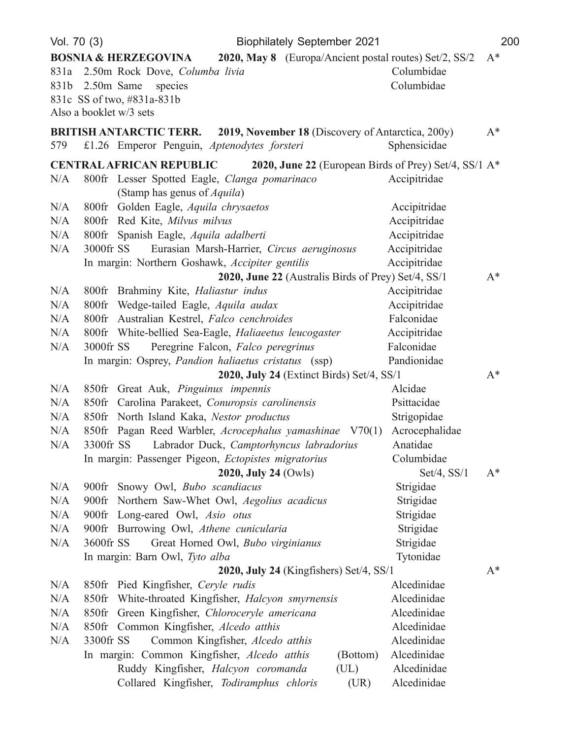**BOSNIA & HERZEGOVINA** **2020, May 8** (Europa/Ancient postal routes) Set/2, SS/2 A*

| | | |
|---|---|---|
| 831a | 2.50m Rock Dove, *Columba livia* | Columbidae |
| 831b | 2.50m Same species | Columbidae |
| 831c | SS of two, #831a-831b | |
| | Also a booklet w/3 sets | |

**BRITISH ANTARCTIC TERR.** **2019, November 18** (Discovery of Antarctica, 200y) A*

| | | |
|---|---|---|
| 579 | £1.26 Emperor Penguin, *Aptenodytes forsteri* | Sphensicidae |

**CENTRAL AFRICAN REPUBLIC** **2020, June 22** (European Birds of Prey) Set/4, SS/1 A*

| | | |
|---|---|---|
| N/A | 800fr Lesser Spotted Eagle, *Clanga pomarinaco* (Stamp has genus of *Aquila*) | Accipitridae |
| N/A | 800fr Golden Eagle, *Aquila chrysaetos* | Accipitridae |
| N/A | 800fr Red Kite, *Milvus milvus* | Accipitridae |
| N/A | 800fr Spanish Eagle, *Aquila adalberti* | Accipitridae |
| N/A | 3000fr SS Eurasian Marsh-Harrier, *Circus aeruginosus* | Accipitridae |
| | In margin: Northern Goshawk, *Accipiter gentilis* | Accipitridae |

**2020, June 22** (Australis Birds of Prey) Set/4, SS/1 A*

| | | |
|---|---|---|
| N/A | 800fr Brahminy Kite, *Haliastur indus* | Accipitridae |
| N/A | 800fr Wedge-tailed Eagle, *Aquila audax* | Accipitridae |
| N/A | 800fr Australian Kestrel, *Falco cenchroides* | Falconidae |
| N/A | 800fr White-bellied Sea-Eagle, *Haliaeetus leucogaster* | Accipitridae |
| N/A | 3000fr SS Peregrine Falcon, *Falco peregrinus* | Falconidae |
| | In margin: Osprey, *Pandion haliaetus cristatus* (ssp) | Pandionidae |

**2020, July 24** (Extinct Birds) Set/4, SS/1 A*

| | | |
|---|---|---|
| N/A | 850fr Great Auk, *Pinguinus impennis* | Alcidae |
| N/A | 850fr Carolina Parakeet, *Conuropsis carolinensis* | Psittacidae |
| N/A | 850fr North Island Kaka, *Nestor productus* | Strigopidae |
| N/A | 850fr Pagan Reed Warbler, *Acrocephalus yamashinae* V70(1) | Acrocephalidae |
| N/A | 3300fr SS Labrador Duck, *Camptorhyncus labradorius* | Anatidae |
| | In margin: Passenger Pigeon, *Ectopistes migratorius* | Columbidae |

**2020, July 24** (Owls) Set/4, SS/1 A*

| | | |
|---|---|---|
| N/A | 900fr Snowy Owl, *Bubo scandiacus* | Strigidae |
| N/A | 900fr Northern Saw-Whet Owl, *Aegolius acadicus* | Strigidae |
| N/A | 900fr Long-eared Owl, *Asio otus* | Strigidae |
| N/A | 900fr Burrowing Owl, *Athene cunicularia* | Strigidae |
| N/A | 3600fr SS Great Horned Owl, *Bubo virginianus* | Strigidae |
| | In margin: Barn Owl, *Tyto alba* | Tytonidae |

**2020, July 24** (Kingfishers) Set/4, SS/1 A*

| | | |
|---|---|---|
| N/A | 850fr Pied Kingfisher, *Ceryle rudis* | Alcedinidae |
| N/A | 850fr White-throated Kingfisher, *Halcyon smyrnensis* | Alcedinidae |
| N/A | 850fr Green Kingfisher, *Chloroceryle americana* | Alcedinidae |
| N/A | 850fr Common Kingfisher, *Alcedo atthis* | Alcedinidae |
| N/A | 3300fr SS Common Kingfisher, *Alcedo atthis* | Alcedinidae |
| | In margin: Common Kingfisher, *Alcedo atthis* (Bottom) | Alcedinidae |
| | Ruddy Kingfisher, *Halcyon coromanda* (UL) | Alcedinidae |
| | Collared Kingfisher, *Todiramphus chloris* (UR) | Alcedinidae |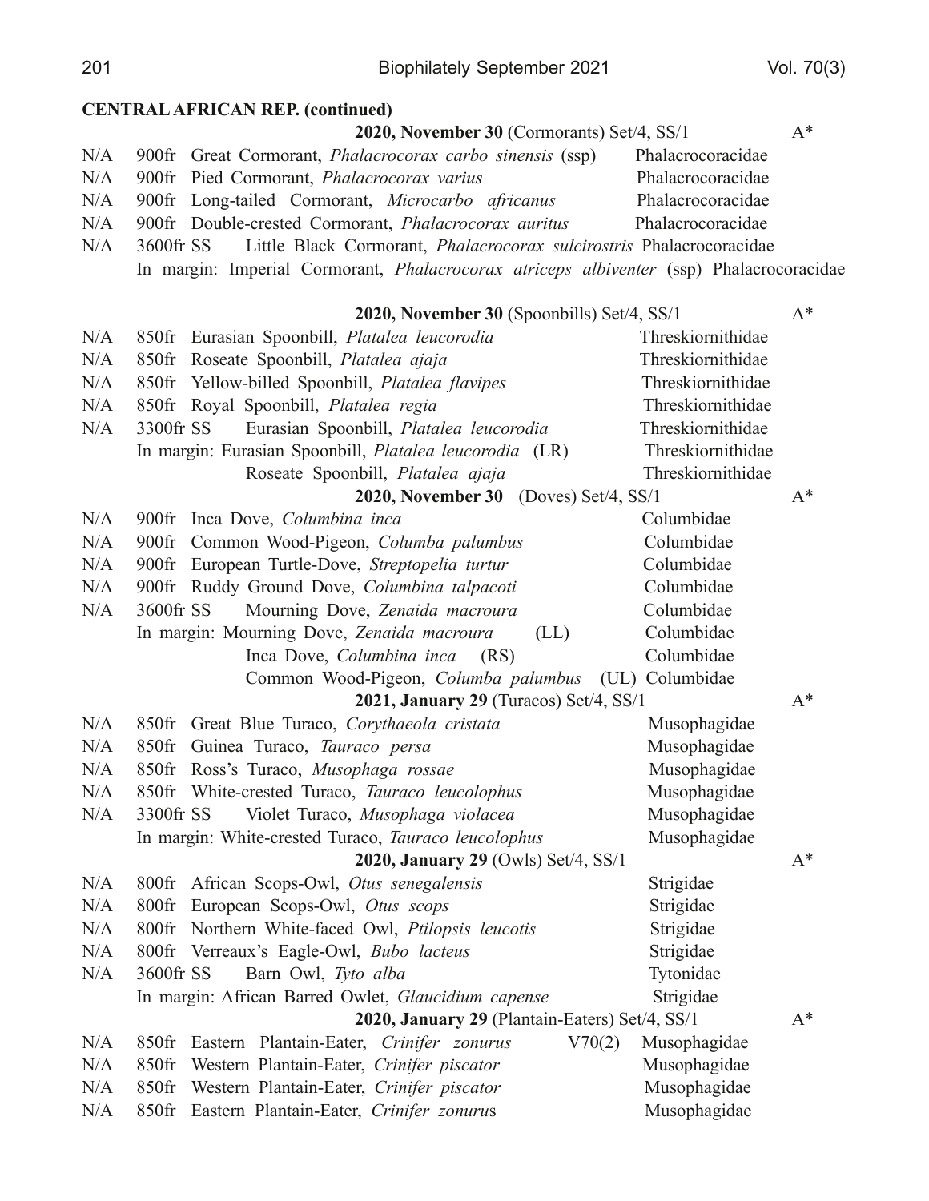**CENTRAL AFRICAN REP. (continued)**

**2020, November 30** (Cormorants) Set/4, SS/1 A*

| | | | |
|---|---|---|---|
| N/A | 900fr | Great Cormorant, *Phalacrocorax carbo sinensis* (ssp) | Phalacrocoracidae |
| N/A | 900fr | Pied Cormorant, *Phalacrocorax varius* | Phalacrocoracidae |
| N/A | 900fr | Long-tailed Cormorant, *Microcarbo africanus* | Phalacrocoracidae |
| N/A | 900fr | Double-crested Cormorant, *Phalacrocorax auritus* | Phalacrocoracidae |
| N/A | 3600fr SS | Little Black Cormorant, *Phalacrocorax sulcirostris* | Phalacrocoracidae |
| | | In margin: Imperial Cormorant, *Phalacrocorax atriceps albiventer* (ssp) | Phalacrocoracidae |

**2020, November 30** (Spoonbills) Set/4, SS/1 A*

| | | | |
|---|---|---|---|
| N/A | 850fr | Eurasian Spoonbill, *Platalea leucorodia* | Threskiornithidae |
| N/A | 850fr | Roseate Spoonbill, *Platalea ajaja* | Threskiornithidae |
| N/A | 850fr | Yellow-billed Spoonbill, *Platalea flavipes* | Threskiornithidae |
| N/A | 850fr | Royal Spoonbill, *Platalea regia* | Threskiornithidae |
| N/A | 3300fr SS | Eurasian Spoonbill, *Platalea leucorodia* | Threskiornithidae |
| | | In margin: Eurasian Spoonbill, *Platalea leucorodia* (LR) | Threskiornithidae |
| | | Roseate Spoonbill, *Platalea ajaja* | Threskiornithidae |

**2020, November 30** (Doves) Set/4, SS/1 A*

| | | | |
|---|---|---|---|
| N/A | 900fr | Inca Dove, *Columbina inca* | Columbidae |
| N/A | 900fr | Common Wood-Pigeon, *Columba palumbus* | Columbidae |
| N/A | 900fr | European Turtle-Dove, *Streptopelia turtur* | Columbidae |
| N/A | 900fr | Ruddy Ground Dove, *Columbina talpacoti* | Columbidae |
| N/A | 3600fr SS | Mourning Dove, *Zenaida macroura* | Columbidae |
| | | In margin: Mourning Dove, *Zenaida macroura* (LL) | Columbidae |
| | | Inca Dove, *Columbina inca* (RS) | Columbidae |
| | | Common Wood-Pigeon, *Columba palumbus* (UL) | Columbidae |

**2021, January 29** (Turacos) Set/4, SS/1 A*

| | | | |
|---|---|---|---|
| N/A | 850fr | Great Blue Turaco, *Corythaeola cristata* | Musophagidae |
| N/A | 850fr | Guinea Turaco, *Tauraco persa* | Musophagidae |
| N/A | 850fr | Ross's Turaco, *Musophaga rossae* | Musophagidae |
| N/A | 850fr | White-crested Turaco, *Tauraco leucolophus* | Musophagidae |
| N/A | 3300fr SS | Violet Turaco, *Musophaga violacea* | Musophagidae |
| | | In margin: White-crested Turaco, *Tauraco leucolophus* | Musophagidae |

**2020, January 29** (Owls) Set/4, SS/1 A*

| | | | |
|---|---|---|---|
| N/A | 800fr | African Scops-Owl, *Otus senegalensis* | Strigidae |
| N/A | 800fr | European Scops-Owl, *Otus scops* | Strigidae |
| N/A | 800fr | Northern White-faced Owl, *Ptilopsis leucotis* | Strigidae |
| N/A | 800fr | Verreaux's Eagle-Owl, *Bubo lacteus* | Strigidae |
| N/A | 3600fr SS | Barn Owl, *Tyto alba* | Tytonidae |
| | | In margin: African Barred Owlet, *Glaucidium capense* | Strigidae |

**2020, January 29** (Plantain-Eaters) Set/4, SS/1 A*

| | | | |
|---|---|---|---|
| N/A | 850fr | Eastern Plantain-Eater, *Crinifer zonurus* V70(2) | Musophagidae |
| N/A | 850fr | Western Plantain-Eater, *Crinifer piscator* | Musophagidae |
| N/A | 850fr | Western Plantain-Eater, *Crinifer piscator* | Musophagidae |
| N/A | 850fr | Eastern Plantain-Eater, *Crinifer zonurus* | Musophagidae |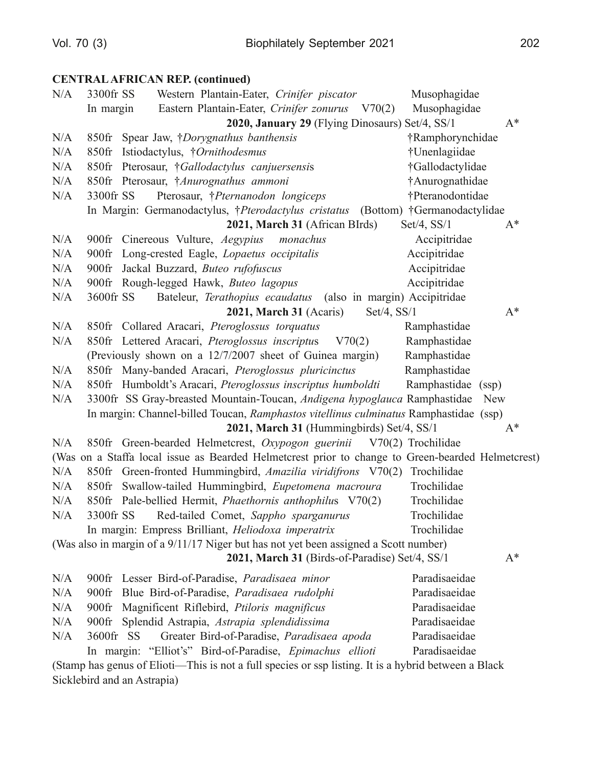**CENTRAL AFRICAN REP. (continued)**

N/A 3300fr SS Western Plantain-Eater, *Crinifer piscator* Musophagidae
In margin Eastern Plantain-Eater, *Crinifer zonurus* V70(2) Musophagidae

**2020, January 29** (Flying Dinosaurs) Set/4, SS/1 A*

N/A 850fr Spear Jaw, †*Dorygnathus banthensis* †Ramphorynchidae
N/A 850fr Istiodactylus, †*Ornithodesmus* †Unenlagiidae
N/A 850fr Pterosaur, †*Gallodactylus canjuersensis* †Gallodactylidae
N/A 850fr Pterosaur, †*Anurognathus ammoni* †Anurognathidae
N/A 3300fr SS Pterosaur, †*Pternanodon longiceps* †Pteranodontidae
In Margin: Germanodactylus, †*Pterodactylus cristatus* (Bottom) †Germanodactylidae

**2021, March 31** (African BIrds) Set/4, SS/1 A*

N/A 900fr Cinereous Vulture, *Aegypius monachus* Accipitridae
N/A 900fr Long-crested Eagle, *Lopaetus occipitalis* Accipitridae
N/A 900fr Jackal Buzzard, *Buteo rufofuscus* Accipitridae
N/A 900fr Rough-legged Hawk, *Buteo lagopus* Accipitridae
N/A 3600fr SS Bateleur, *Terathopius ecaudatus* (also in margin) Accipitridae

**2021, March 31** (Acaris) Set/4, SS/1 A*

N/A 850fr Collared Aracari, *Pteroglossus torquatus* Ramphastidae
N/A 850fr Lettered Aracari, *Pteroglossus inscriptus* V70(2) Ramphastidae
(Previously shown on a 12/7/2007 sheet of Guinea margin) Ramphastidae
N/A 850fr Many-banded Aracari, *Pteroglossus pluricinctus* Ramphastidae
N/A 850fr Humboldt's Aracari, *Pteroglossus inscriptus humboldti* Ramphastidae (ssp)
N/A 3300fr SS Gray-breasted Mountain-Toucan, *Andigena hypoglauca* Ramphastidae New
In margin: Channel-billed Toucan, *Ramphastos vitellinus culminatus* Ramphastidae (ssp)

**2021, March 31** (Hummingbirds) Set/4, SS/1 A*

N/A 850fr Green-bearded Helmetcrest, *Oxypogon guerinii* V70(2) Trochilidae
(Was on a Staffa local issue as Bearded Helmetcrest prior to change to Green-bearded Helmetcrest)
N/A 850fr Green-fronted Hummingbird, *Amazilia viridifrons* V70(2) Trochilidae
N/A 850fr Swallow-tailed Hummingbird, *Eupetomena macroura* Trochilidae
N/A 850fr Pale-bellied Hermit, *Phaethornis anthophilus* V70(2) Trochilidae
N/A 3300fr SS Red-tailed Comet, *Sappho sparganurus* Trochilidae
In margin: Empress Brilliant, *Heliodoxa imperatrix* Trochilidae
(Was also in margin of a 9/11/17 Niger but has not yet been assigned a Scott number)

**2021, March 31** (Birds-of-Paradise) Set/4, SS/1 A*

N/A 900fr Lesser Bird-of-Paradise, *Paradisaea minor* Paradisaeidae
N/A 900fr Blue Bird-of-Paradise, *Paradisaea rudolphi* Paradisaeidae
N/A 900fr Magnificent Riflebird, *Ptiloris magnificus* Paradisaeidae
N/A 900fr Splendid Astrapia, *Astrapia splendidissima* Paradisaeidae
N/A 3600fr SS Greater Bird-of-Paradise, *Paradisaea apoda* Paradisaeidae
In margin: "Elliot's" Bird-of-Paradise, *Epimachus ellioti* Paradisaeidae
(Stamp has genus of Elioti—This is not a full species or ssp listing. It is a hybrid between a Black Sicklebird and an Astrapia)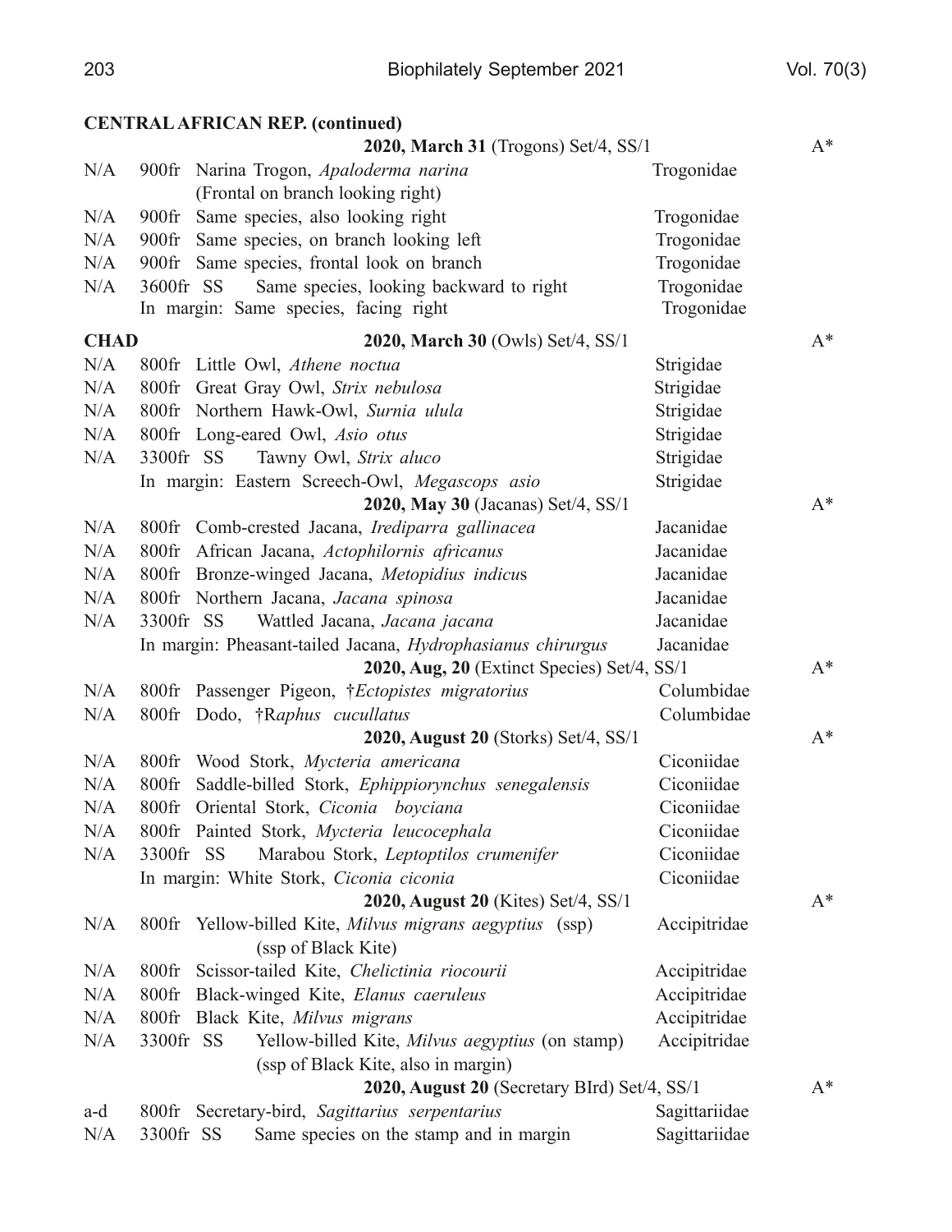**CENTRAL AFRICAN REP. (continued)**

| | | | |
|---|---|---|---|
| | **2020, March 31** (Trogons) Set/4, SS/1 | | A* |
| N/A | 900fr Narina Trogon, *Apaloderma narina* (Frontal on branch looking right) | Trogonidae | |
| N/A | 900fr Same species, also looking right | Trogonidae | |
| N/A | 900fr Same species, on branch looking left | Trogonidae | |
| N/A | 900fr Same species, frontal look on branch | Trogonidae | |
| N/A | 3600fr SS Same species, looking backward to right | Trogonidae | |
| | In margin: Same species, facing right | Trogonidae | |

**CHAD**

| | | | |
|---|---|---|---|
| | **2020, March 30** (Owls) Set/4, SS/1 | | A* |
| N/A | 800fr Little Owl, *Athene noctua* | Strigidae | |
| N/A | 800fr Great Gray Owl, *Strix nebulosa* | Strigidae | |
| N/A | 800fr Northern Hawk-Owl, *Surnia ulula* | Strigidae | |
| N/A | 800fr Long-eared Owl, *Asio otus* | Strigidae | |
| N/A | 3300fr SS Tawny Owl, *Strix aluco* | Strigidae | |
| | In margin: Eastern Screech-Owl, *Megascops asio* | Strigidae | |
| | **2020, May 30** (Jacanas) Set/4, SS/1 | | A* |
| N/A | 800fr Comb-crested Jacana, *Irediparra gallinacea* | Jacanidae | |
| N/A | 800fr African Jacana, *Actophilornis africanus* | Jacanidae | |
| N/A | 800fr Bronze-winged Jacana, *Metopidius indicus* | Jacanidae | |
| N/A | 800fr Northern Jacana, *Jacana spinosa* | Jacanidae | |
| N/A | 3300fr SS Wattled Jacana, *Jacana jacana* | Jacanidae | |
| | In margin: Pheasant-tailed Jacana, *Hydrophasianus chirurgus* | Jacanidae | |
| | **2020, Aug, 20** (Extinct Species) Set/4, SS/1 | | A* |
| N/A | 800fr Passenger Pigeon, †*Ectopistes migratorius* | Columbidae | |
| N/A | 800fr Dodo, †*Raphus cucullatus* | Columbidae | |
| | **2020, August 20** (Storks) Set/4, SS/1 | | A* |
| N/A | 800fr Wood Stork, *Mycteria americana* | Ciconiidae | |
| N/A | 800fr Saddle-billed Stork, *Ephippiorynchus senegalensis* | Ciconiidae | |
| N/A | 800fr Oriental Stork, *Ciconia boyciana* | Ciconiidae | |
| N/A | 800fr Painted Stork, *Mycteria leucocephala* | Ciconiidae | |
| N/A | 3300fr SS Marabou Stork, *Leptoptilos crumenifer* | Ciconiidae | |
| | In margin: White Stork, *Ciconia ciconia* | Ciconiidae | |
| | **2020, August 20** (Kites) Set/4, SS/1 | | A* |
| N/A | 800fr Yellow-billed Kite, *Milvus migrans aegyptius* (ssp) (ssp of Black Kite) | Accipitridae | |
| N/A | 800fr Scissor-tailed Kite, *Chelictinia riocourii* | Accipitridae | |
| N/A | 800fr Black-winged Kite, *Elanus caeruleus* | Accipitridae | |
| N/A | 800fr Black Kite, *Milvus migrans* | Accipitridae | |
| N/A | 3300fr SS Yellow-billed Kite, *Milvus aegyptius* (on stamp) (ssp of Black Kite, also in margin) | Accipitridae | |
| | **2020, August 20** (Secretary BIrd) Set/4, SS/1 | | A* |
| a-d | 800fr Secretary-bird, *Sagittarius serpentarius* | Sagittariidae | |
| N/A | 3300fr SS Same species on the stamp and in margin | Sagittariidae | |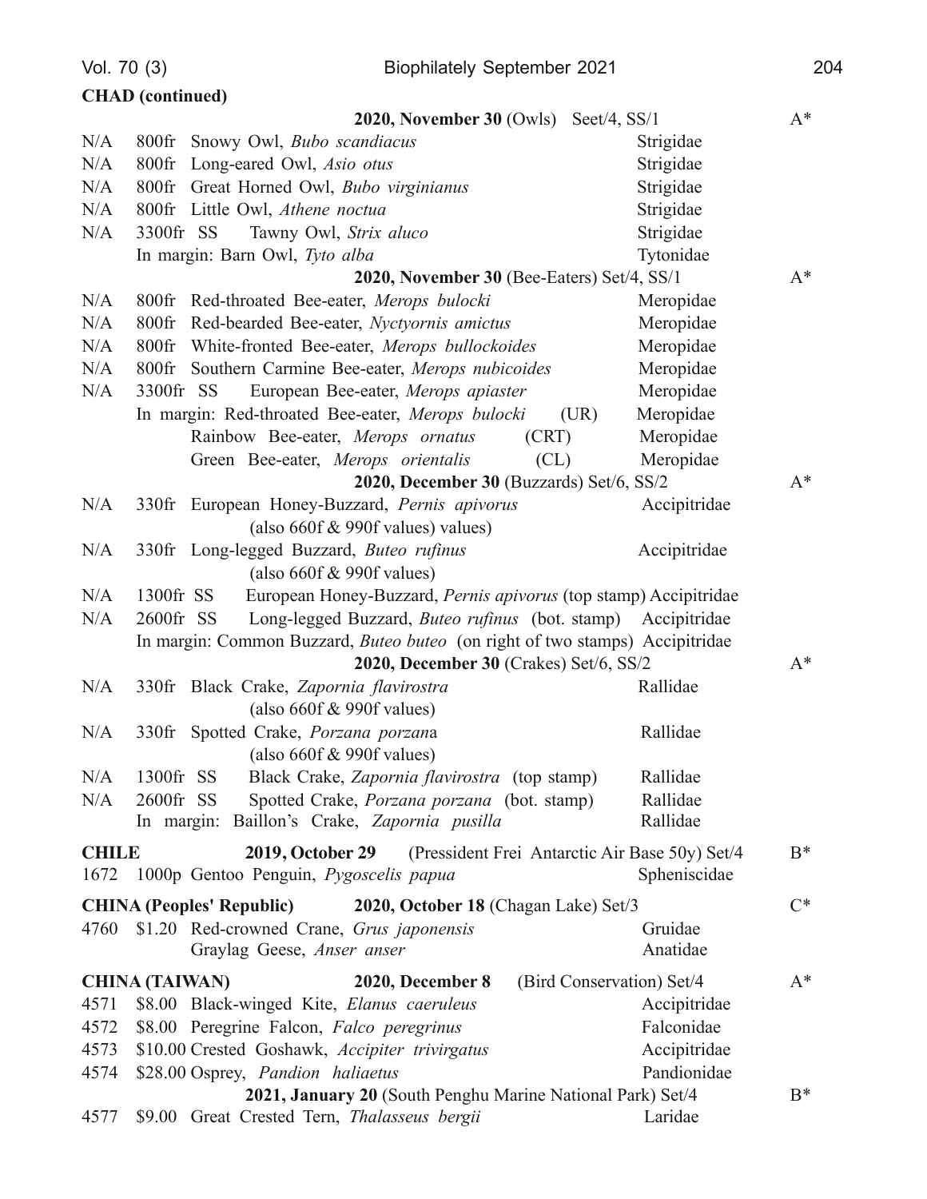**CHAD (continued)**

| | | | |
|---|---|---|---|
| | **2020, November 30** (Owls) Seet/4, SS/1 | | A* |
| N/A | 800fr Snowy Owl, *Bubo scandiacus* | Strigidae | |
| N/A | 800fr Long-eared Owl, *Asio otus* | Strigidae | |
| N/A | 800fr Great Horned Owl, *Bubo virginianus* | Strigidae | |
| N/A | 800fr Little Owl, *Athene noctua* | Strigidae | |
| N/A | 3300fr SS Tawny Owl, *Strix aluco* | Strigidae | |
| | In margin: Barn Owl, *Tyto alba* | Tytonidae | |
| | **2020, November 30** (Bee-Eaters) Set/4, SS/1 | | A* |
| N/A | 800fr Red-throated Bee-eater, *Merops bulocki* | Meropidae | |
| N/A | 800fr Red-bearded Bee-eater, *Nyctyornis amictus* | Meropidae | |
| N/A | 800fr White-fronted Bee-eater, *Merops bullockoides* | Meropidae | |
| N/A | 800fr Southern Carmine Bee-eater, *Merops nubicoides* | Meropidae | |
| N/A | 3300fr SS European Bee-eater, *Merops apiaster* | Meropidae | |
| | In margin: Red-throated Bee-eater, *Merops bulocki* (UR) | Meropidae | |
| | Rainbow Bee-eater, *Merops ornatus* (CRT) | Meropidae | |
| | Green Bee-eater, *Merops orientalis* (CL) | Meropidae | |
| | **2020, December 30** (Buzzards) Set/6, SS/2 | | A* |
| N/A | 330fr European Honey-Buzzard, *Pernis apivorus* (also 660f & 990f values) values) | Accipitridae | |
| N/A | 330fr Long-legged Buzzard, *Buteo rufinus* (also 660f & 990f values) | Accipitridae | |
| N/A | 1300fr SS European Honey-Buzzard, *Pernis apivorus* (top stamp) | Accipitridae | |
| N/A | 2600fr SS Long-legged Buzzard, *Buteo rufinus* (bot. stamp) | Accipitridae | |
| | In margin: Common Buzzard, *Buteo buteo* (on right of two stamps) | Accipitridae | |
| | **2020, December 30** (Crakes) Set/6, SS/2 | | A* |
| N/A | 330fr Black Crake, *Zapornia flavirostra* (also 660f & 990f values) | Rallidae | |
| N/A | 330fr Spotted Crake, *Porzana porzana* (also 660f & 990f values) | Rallidae | |
| N/A | 1300fr SS Black Crake, *Zapornia flavirostra* (top stamp) | Rallidae | |
| N/A | 2600fr SS Spotted Crake, *Porzana porzana* (bot. stamp) | Rallidae | |
| | In margin: Baillon's Crake, *Zapornia pusilla* | Rallidae | |

**CHILE** **2019, October 29** (Pressident Frei Antarctic Air Base 50y) Set/4 B*

| | | | |
|---|---|---|---|
| 1672 | 1000p Gentoo Penguin, *Pygoscelis papua* | Spheniscidae | |

**CHINA (Peoples' Republic)** **2020, October 18** (Chagan Lake) Set/3 C*

| | | | |
|---|---|---|---|
| 4760 | \$1.20 Red-crowned Crane, *Grus japonensis* | Gruidae | |
| | Graylag Geese, *Anser anser* | Anatidae | |

**CHINA (TAIWAN)** **2020, December 8** (Bird Conservation) Set/4 A*

| | | | |
|---|---|---|---|
| 4571 | \$8.00 Black-winged Kite, *Elanus caeruleus* | Accipitridae | |
| 4572 | \$8.00 Peregrine Falcon, *Falco peregrinus* | Falconidae | |
| 4573 | \$10.00 Crested Goshawk, *Accipiter trivirgatus* | Accipitridae | |
| 4574 | \$28.00 Osprey, *Pandion haliaetus* | Pandionidae | |
| | **2021, January 20** (South Penghu Marine National Park) Set/4 | | B* |
| 4577 | \$9.00 Great Crested Tern, *Thalasseus bergii* | Laridae | |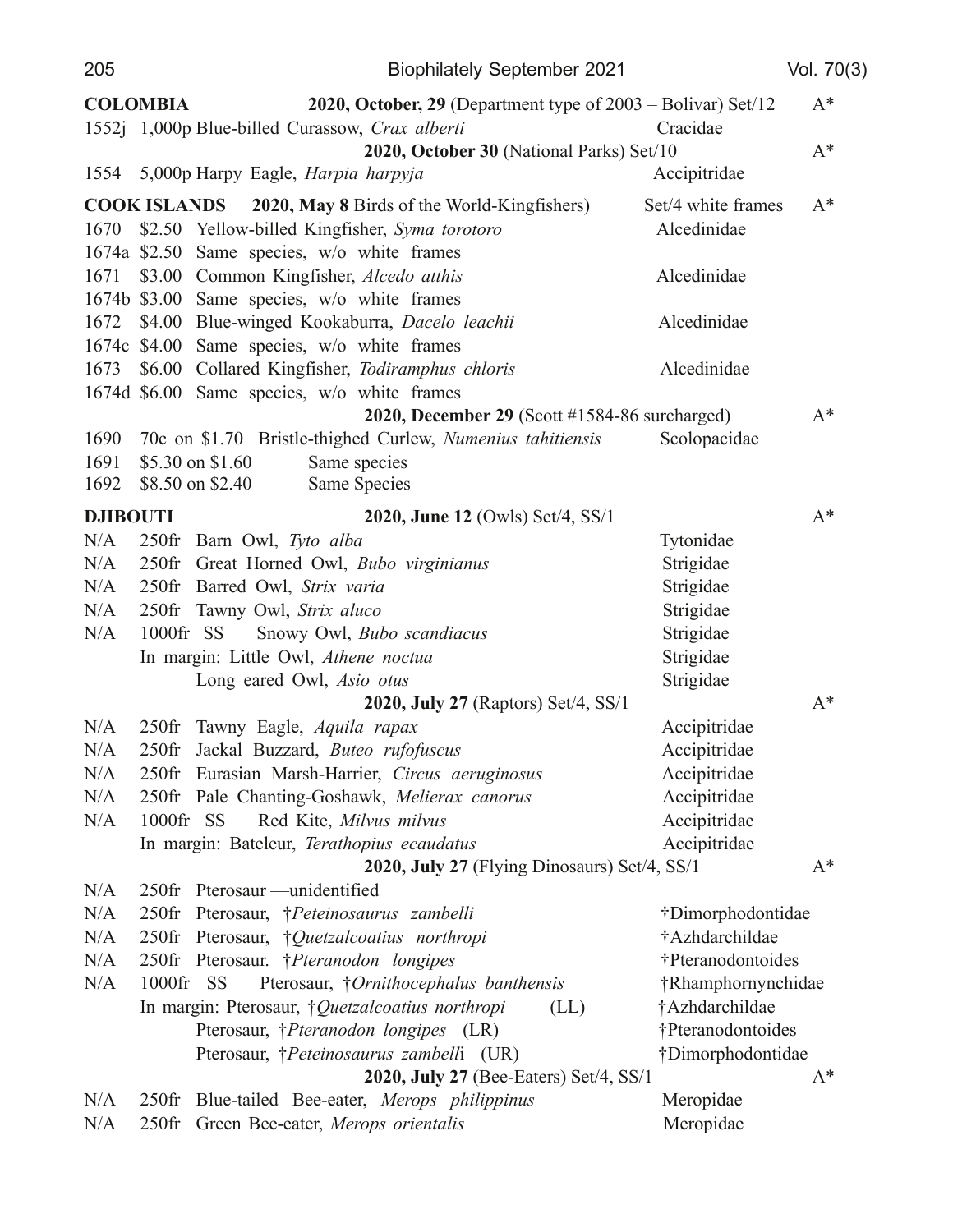**COLOMBIA** — **2020, October, 29** (Department type of 2003 – Bolivar) Set/12 — A*

| | | | |
|---|---|---|---|
| 1552j | 1,000p Blue-billed Curassow, *Crax alberti* | Cracidae | |
| | **2020, October 30** (National Parks) Set/10 | | A* |
| 1554 | 5,000p Harpy Eagle, *Harpia harpyja* | Accipitridae | |

**COOK ISLANDS** — **2020, May 8** Birds of the World-Kingfishers) Set/4 white frames — A*

| | | | |
|---|---|---|---|
| 1670 | $2.50 Yellow-billed Kingfisher, *Syma torotoro* | Alcedinidae | |
| 1674a | $2.50 Same species, w/o white frames | | |
| 1671 | $3.00 Common Kingfisher, *Alcedo atthis* | Alcedinidae | |
| 1674b | $3.00 Same species, w/o white frames | | |
| 1672 | $4.00 Blue-winged Kookaburra, *Dacelo leachii* | Alcedinidae | |
| 1674c | $4.00 Same species, w/o white frames | | |
| 1673 | $6.00 Collared Kingfisher, *Todiramphus chloris* | Alcedinidae | |
| 1674d | $6.00 Same species, w/o white frames | | |
| | **2020, December 29** (Scott #1584-86 surcharged) | | A* |
| 1690 | 70c on $1.70 Bristle-thighed Curlew, *Numenius tahitiensis* | Scolopacidae | |
| 1691 | $5.30 on $1.60 Same species | | |
| 1692 | $8.50 on $2.40 Same Species | | |

**DJIBOUTI** — **2020, June 12** (Owls) Set/4, SS/1 — A*

| | | | |
|---|---|---|---|
| N/A | 250fr Barn Owl, *Tyto alba* | Tytonidae | |
| N/A | 250fr Great Horned Owl, *Bubo virginianus* | Strigidae | |
| N/A | 250fr Barred Owl, *Strix varia* | Strigidae | |
| N/A | 250fr Tawny Owl, *Strix aluco* | Strigidae | |
| N/A | 1000fr SS Snowy Owl, *Bubo scandiacus* | Strigidae | |
| | In margin: Little Owl, *Athene noctua* | Strigidae | |
| | Long eared Owl, *Asio otus* | Strigidae | |
| | **2020, July 27** (Raptors) Set/4, SS/1 | | A* |
| N/A | 250fr Tawny Eagle, *Aquila rapax* | Accipitridae | |
| N/A | 250fr Jackal Buzzard, *Buteo rufofuscus* | Accipitridae | |
| N/A | 250fr Eurasian Marsh-Harrier, *Circus aeruginosus* | Accipitridae | |
| N/A | 250fr Pale Chanting-Goshawk, *Melierax canorus* | Accipitridae | |
| N/A | 1000fr SS Red Kite, *Milvus milvus* | Accipitridae | |
| | In margin: Bateleur, *Terathopius ecaudatus* | Accipitridae | |
| | **2020, July 27** (Flying Dinosaurs) Set/4, SS/1 | | A* |
| N/A | 250fr Pterosaur —unidentified | | |
| N/A | 250fr Pterosaur, †*Peteinosaurus zambelli* | †Dimorphodontidae | |
| N/A | 250fr Pterosaur, †*Quetzalcoatius northropi* | †Azhdarchildae | |
| N/A | 250fr Pterosaur. †*Pteranodon longipes* | †Pteranodontoides | |
| N/A | 1000fr SS Pterosaur, †*Ornithocephalus banthensis* | †Rhamphornynchidae | |
| | In margin: Pterosaur, †*Quetzalcoatius northropi* (LL) | †Azhdarchildae | |
| | Pterosaur, †*Pteranodon longipes* (LR) | †Pteranodontoides | |
| | Pterosaur, †*Peteinosaurus zambelli* (UR) | †Dimorphodontidae | |
| | **2020, July 27** (Bee-Eaters) Set/4, SS/1 | | A* |
| N/A | 250fr Blue-tailed Bee-eater, *Merops philippinus* | Meropidae | |
| N/A | 250fr Green Bee-eater, *Merops orientalis* | Meropidae | |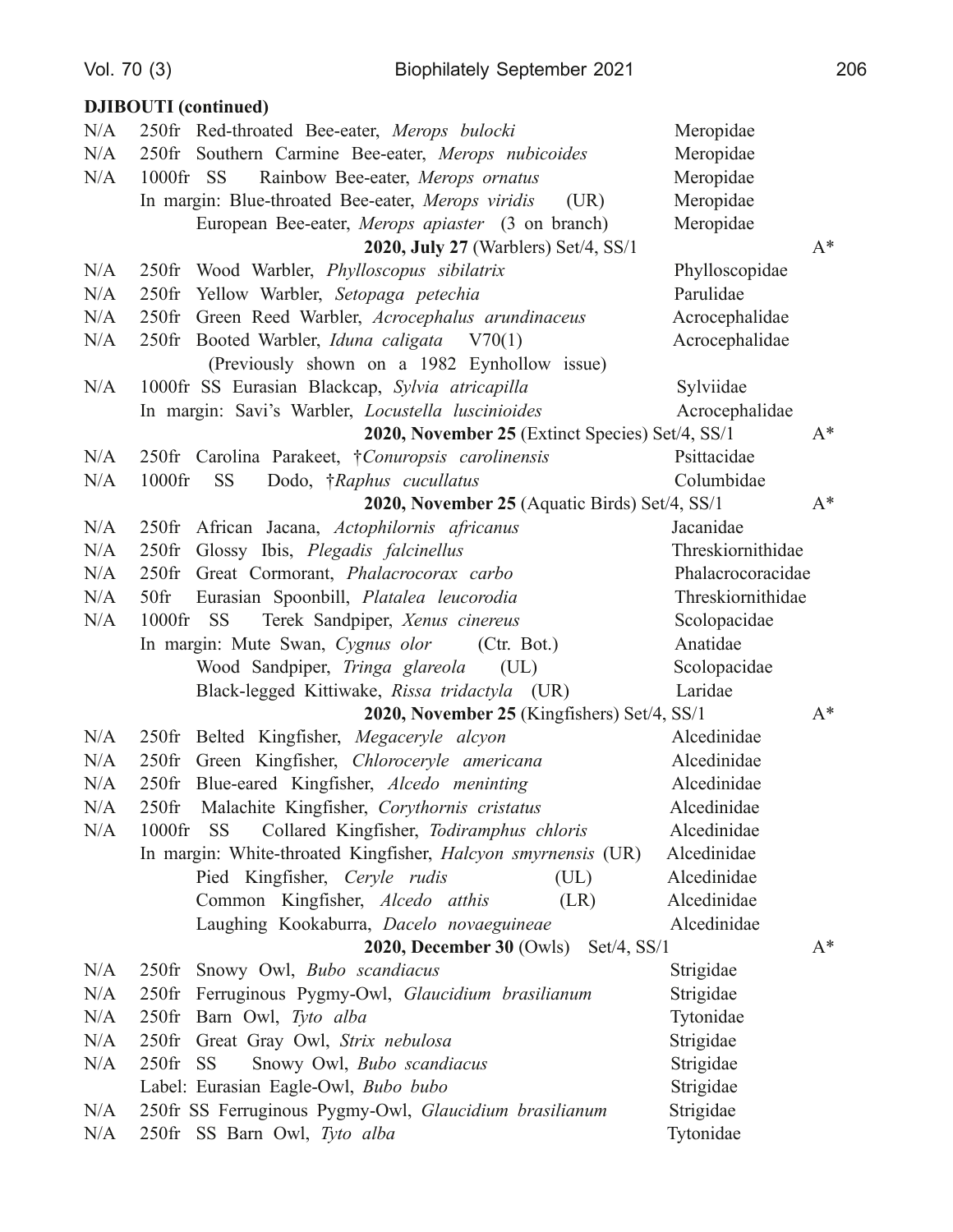**DJIBOUTI (continued)**

| | | | |
|---|---|---|---|
| N/A | 250fr Red-throated Bee-eater, *Merops bulocki* | Meropidae | |
| N/A | 250fr Southern Carmine Bee-eater, *Merops nubicoides* | Meropidae | |
| N/A | 1000fr SS Rainbow Bee-eater, *Merops ornatus* | Meropidae | |
| | In margin: Blue-throated Bee-eater, *Merops viridis* (UR) | Meropidae | |
| | European Bee-eater, *Merops apiaster* (3 on branch) | Meropidae | |
| | **2020, July 27** (Warblers) Set/4, SS/1 | | A* |
| N/A | 250fr Wood Warbler, *Phylloscopus sibilatrix* | Phylloscopidae | |
| N/A | 250fr Yellow Warbler, *Setopaga petechia* | Parulidae | |
| N/A | 250fr Green Reed Warbler, *Acrocephalus arundinaceus* | Acrocephalidae | |
| N/A | 250fr Booted Warbler, *Iduna caligata* V70(1) | Acrocephalidae | |
| | (Previously shown on a 1982 Eynhollow issue) | | |
| N/A | 1000fr SS Eurasian Blackcap, *Sylvia atricapilla* | Sylviidae | |
| | In margin: Savi's Warbler, *Locustella luscinioides* | Acrocephalidae | |
| | **2020, November 25** (Extinct Species) Set/4, SS/1 | | A* |
| N/A | 250fr Carolina Parakeet, †*Conuropsis carolinensis* | Psittacidae | |
| N/A | 1000fr SS Dodo, †*Raphus cucullatus* | Columbidae | |
| | **2020, November 25** (Aquatic Birds) Set/4, SS/1 | | A* |
| N/A | 250fr African Jacana, *Actophilornis africanus* | Jacanidae | |
| N/A | 250fr Glossy Ibis, *Plegadis falcinellus* | Threskiornithidae | |
| N/A | 250fr Great Cormorant, *Phalacrocorax carbo* | Phalacrocoracidae | |
| N/A | 50fr Eurasian Spoonbill, *Platalea leucorodia* | Threskiornithidae | |
| N/A | 1000fr SS Terek Sandpiper, *Xenus cinereus* | Scolopacidae | |
| | In margin: Mute Swan, *Cygnus olor* (Ctr. Bot.) | Anatidae | |
| | Wood Sandpiper, *Tringa glareola* (UL) | Scolopacidae | |
| | Black-legged Kittiwake, *Rissa tridactyla* (UR) | Laridae | |
| | **2020, November 25** (Kingfishers) Set/4, SS/1 | | A* |
| N/A | 250fr Belted Kingfisher, *Megaceryle alcyon* | Alcedinidae | |
| N/A | 250fr Green Kingfisher, *Chloroceryle americana* | Alcedinidae | |
| N/A | 250fr Blue-eared Kingfisher, *Alcedo meninting* | Alcedinidae | |
| N/A | 250fr Malachite Kingfisher, *Corythornis cristatus* | Alcedinidae | |
| N/A | 1000fr SS Collared Kingfisher, *Todiramphus chloris* | Alcedinidae | |
| | In margin: White-throated Kingfisher, *Halcyon smyrnensis* (UR) | Alcedinidae | |
| | Pied Kingfisher, *Ceryle rudis* (UL) | Alcedinidae | |
| | Common Kingfisher, *Alcedo atthis* (LR) | Alcedinidae | |
| | Laughing Kookaburra, *Dacelo novaeguineae* | Alcedinidae | |
| | **2020, December 30** (Owls) Set/4, SS/1 | | A* |
| N/A | 250fr Snowy Owl, *Bubo scandiacus* | Strigidae | |
| N/A | 250fr Ferruginous Pygmy-Owl, *Glaucidium brasilianum* | Strigidae | |
| N/A | 250fr Barn Owl, *Tyto alba* | Tytonidae | |
| N/A | 250fr Great Gray Owl, *Strix nebulosa* | Strigidae | |
| N/A | 250fr SS Snowy Owl, *Bubo scandiacus* | Strigidae | |
| | Label: Eurasian Eagle-Owl, *Bubo bubo* | Strigidae | |
| N/A | 250fr SS Ferruginous Pygmy-Owl, *Glaucidium brasilianum* | Strigidae | |
| N/A | 250fr SS Barn Owl, *Tyto alba* | Tytonidae | |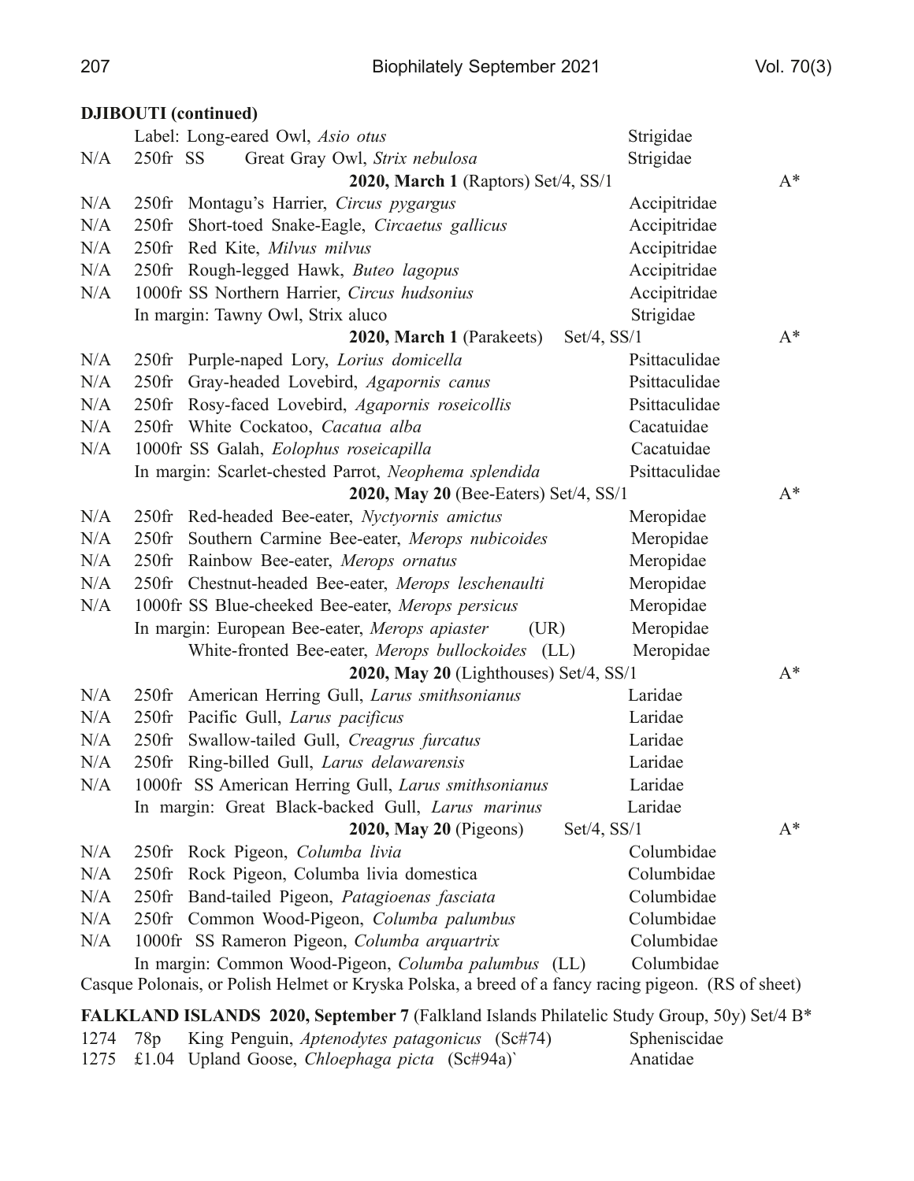**DJIBOUTI (continued)**

| | | | |
|---|---|---|---|
| | Label: Long-eared Owl, *Asio otus* | Strigidae | |
| N/A | 250fr SS Great Gray Owl, *Strix nebulosa* | Strigidae | |
| | **2020, March 1** (Raptors) Set/4, SS/1 | | A* |
| N/A | 250fr Montagu's Harrier, *Circus pygargus* | Accipitridae | |
| N/A | 250fr Short-toed Snake-Eagle, *Circaetus gallicus* | Accipitridae | |
| N/A | 250fr Red Kite, *Milvus milvus* | Accipitridae | |
| N/A | 250fr Rough-legged Hawk, *Buteo lagopus* | Accipitridae | |
| N/A | 1000fr SS Northern Harrier, *Circus hudsonius* | Accipitridae | |
| | In margin: Tawny Owl, Strix aluco | Strigidae | |
| | **2020, March 1** (Parakeets) Set/4, SS/1 | | A* |
| N/A | 250fr Purple-naped Lory, *Lorius domicella* | Psittaculidae | |
| N/A | 250fr Gray-headed Lovebird, *Agapornis canus* | Psittaculidae | |
| N/A | 250fr Rosy-faced Lovebird, *Agapornis roseicollis* | Psittaculidae | |
| N/A | 250fr White Cockatoo, *Cacatua alba* | Cacatuidae | |
| N/A | 1000fr SS Galah, *Eolophus roseicapilla* | Cacatuidae | |
| | In margin: Scarlet-chested Parrot, *Neophema splendida* | Psittaculidae | |
| | **2020, May 20** (Bee-Eaters) Set/4, SS/1 | | A* |
| N/A | 250fr Red-headed Bee-eater, *Nyctyornis amictus* | Meropidae | |
| N/A | 250fr Southern Carmine Bee-eater, *Merops nubicoides* | Meropidae | |
| N/A | 250fr Rainbow Bee-eater, *Merops ornatus* | Meropidae | |
| N/A | 250fr Chestnut-headed Bee-eater, *Merops leschenaulti* | Meropidae | |
| N/A | 1000fr SS Blue-cheeked Bee-eater, *Merops persicus* | Meropidae | |
| | In margin: European Bee-eater, *Merops apiaster* (UR) | Meropidae | |
| | White-fronted Bee-eater, *Merops bullockoides* (LL) | Meropidae | |
| | **2020, May 20** (Lighthouses) Set/4, SS/1 | | A* |
| N/A | 250fr American Herring Gull, *Larus smithsonianus* | Laridae | |
| N/A | 250fr Pacific Gull, *Larus pacificus* | Laridae | |
| N/A | 250fr Swallow-tailed Gull, *Creagrus furcatus* | Laridae | |
| N/A | 250fr Ring-billed Gull, *Larus delawarensis* | Laridae | |
| N/A | 1000fr SS American Herring Gull, *Larus smithsonianus* | Laridae | |
| | In margin: Great Black-backed Gull, *Larus marinus* | Laridae | |
| | **2020, May 20** (Pigeons) Set/4, SS/1 | | A* |
| N/A | 250fr Rock Pigeon, *Columba livia* | Columbidae | |
| N/A | 250fr Rock Pigeon, Columba livia domestica | Columbidae | |
| N/A | 250fr Band-tailed Pigeon, *Patagioenas fasciata* | Columbidae | |
| N/A | 250fr Common Wood-Pigeon, *Columba palumbus* | Columbidae | |
| N/A | 1000fr SS Rameron Pigeon, *Columba arquartrix* | Columbidae | |
| | In margin: Common Wood-Pigeon, *Columba palumbus* (LL) | Columbidae | |

Casque Polonais, or Polish Helmet or Kryska Polska, a breed of a fancy racing pigeon. (RS of sheet)

**FALKLAND ISLANDS 2020, September 7** (Falkland Islands Philatelic Study Group, 50y) Set/4 B*

| | | | |
|---|---|---|---|
| 1274 | 78p | King Penguin, *Aptenodytes patagonicus* (Sc#74) | Spheniscidae |
| 1275 | £1.04 | Upland Goose, *Chloephaga picta* (Sc#94a)` | Anatidae |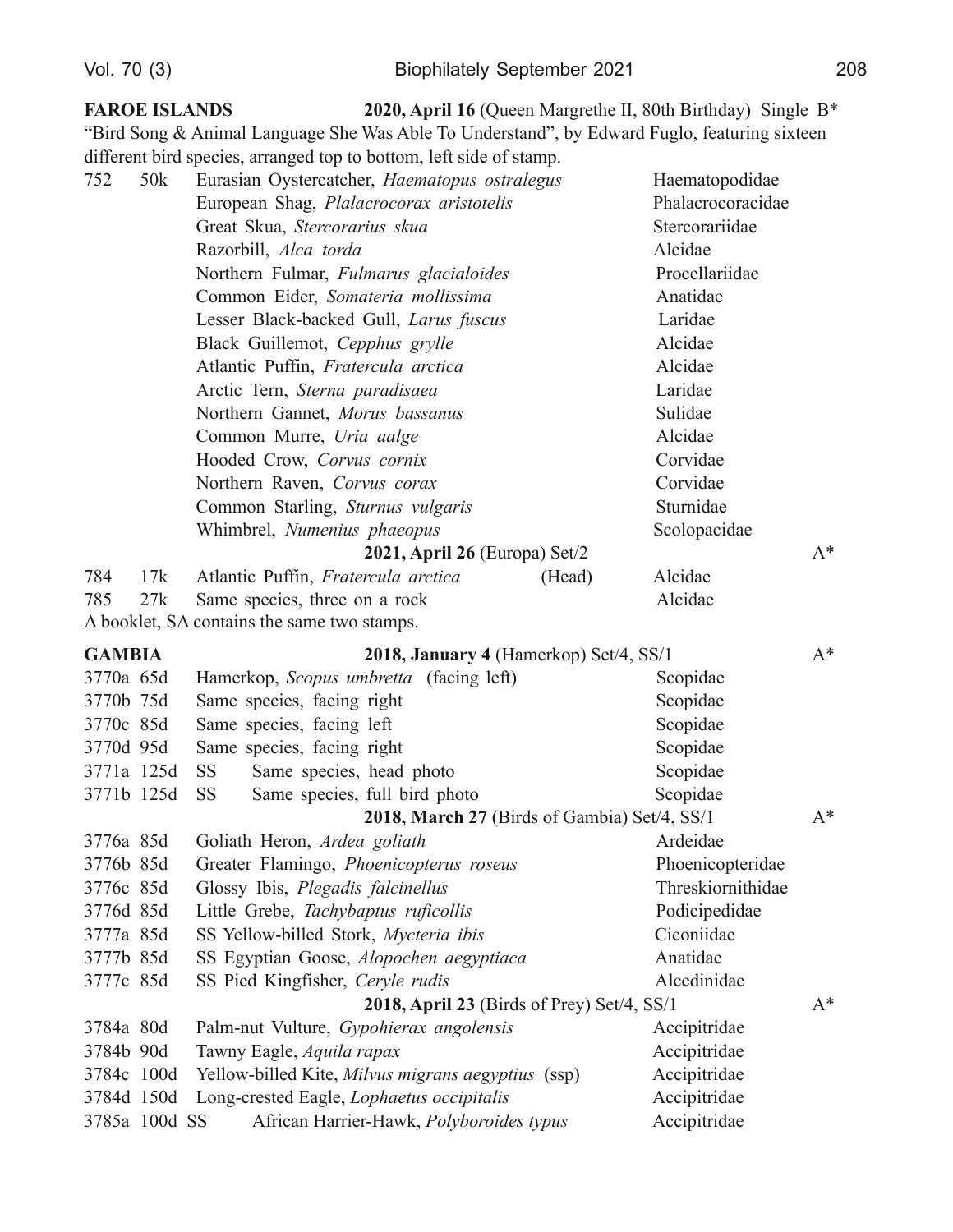**FAROE ISLANDS** **2020, April 16** (Queen Margrethe II, 80th Birthday) Single B*

"Bird Song & Animal Language She Was Able To Understand", by Edward Fuglo, featuring sixteen different bird species, arranged top to bottom, left side of stamp.

| | | | |
|---|---|---|---|
| 752 | 50k | Eurasian Oystercatcher, *Haematopus ostralegus* | Haematopodidae |
| | | European Shag, *Plalacrocorax aristotelis* | Phalacrocoracidae |
| | | Great Skua, *Stercorarius skua* | Stercorariidae |
| | | Razorbill, *Alca torda* | Alcidae |
| | | Northern Fulmar, *Fulmarus glacialoides* | Procellariidae |
| | | Common Eider, *Somateria mollissima* | Anatidae |
| | | Lesser Black-backed Gull, *Larus fuscus* | Laridae |
| | | Black Guillemot, *Cepphus grylle* | Alcidae |
| | | Atlantic Puffin, *Fratercula arctica* | Alcidae |
| | | Arctic Tern, *Sterna paradisaea* | Laridae |
| | | Northern Gannet, *Morus bassanus* | Sulidae |
| | | Common Murre, *Uria aalge* | Alcidae |
| | | Hooded Crow, *Corvus cornix* | Corvidae |
| | | Northern Raven, *Corvus corax* | Corvidae |
| | | Common Starling, *Sturnus vulgaris* | Sturnidae |
| | | Whimbrel, *Numenius phaeopus* | Scolopacidae |

**2021, April 26** (Europa) Set/2 A*

| | | | |
|---|---|---|---|
| 784 | 17k | Atlantic Puffin, *Fratercula arctica* (Head) | Alcidae |
| 785 | 27k | Same species, three on a rock | Alcidae |

A booklet, SA contains the same two stamps.

**GAMBIA** **2018, January 4** (Hamerkop) Set/4, SS/1 A*

| | | | |
|---|---|---|---|
| 3770a | 65d | Hamerkop, *Scopus umbretta* (facing left) | Scopidae |
| 3770b | 75d | Same species, facing right | Scopidae |
| 3770c | 85d | Same species, facing left | Scopidae |
| 3770d | 95d | Same species, facing right | Scopidae |
| 3771a | 125d | SS Same species, head photo | Scopidae |
| 3771b | 125d | SS Same species, full bird photo | Scopidae |

**2018, March 27** (Birds of Gambia) Set/4, SS/1 A*

| | | | |
|---|---|---|---|
| 3776a | 85d | Goliath Heron, *Ardea goliath* | Ardeidae |
| 3776b | 85d | Greater Flamingo, *Phoenicopterus roseus* | Phoenicopteridae |
| 3776c | 85d | Glossy Ibis, *Plegadis falcinellus* | Threskiornithidae |
| 3776d | 85d | Little Grebe, *Tachybaptus ruficollis* | Podicipedidae |
| 3777a | 85d | SS Yellow-billed Stork, *Mycteria ibis* | Ciconiidae |
| 3777b | 85d | SS Egyptian Goose, *Alopochen aegyptiaca* | Anatidae |
| 3777c | 85d | SS Pied Kingfisher, *Ceryle rudis* | Alcedinidae |

**2018, April 23** (Birds of Prey) Set/4, SS/1 A*

| | | | |
|---|---|---|---|
| 3784a | 80d | Palm-nut Vulture, *Gypohierax angolensis* | Accipitridae |
| 3784b | 90d | Tawny Eagle, *Aquila rapax* | Accipitridae |
| 3784c | 100d | Yellow-billed Kite, *Milvus migrans aegyptius* (ssp) | Accipitridae |
| 3784d | 150d | Long-crested Eagle, *Lophaetus occipitalis* | Accipitridae |
| 3785a | 100d | SS African Harrier-Hawk, *Polyboroides typus* | Accipitridae |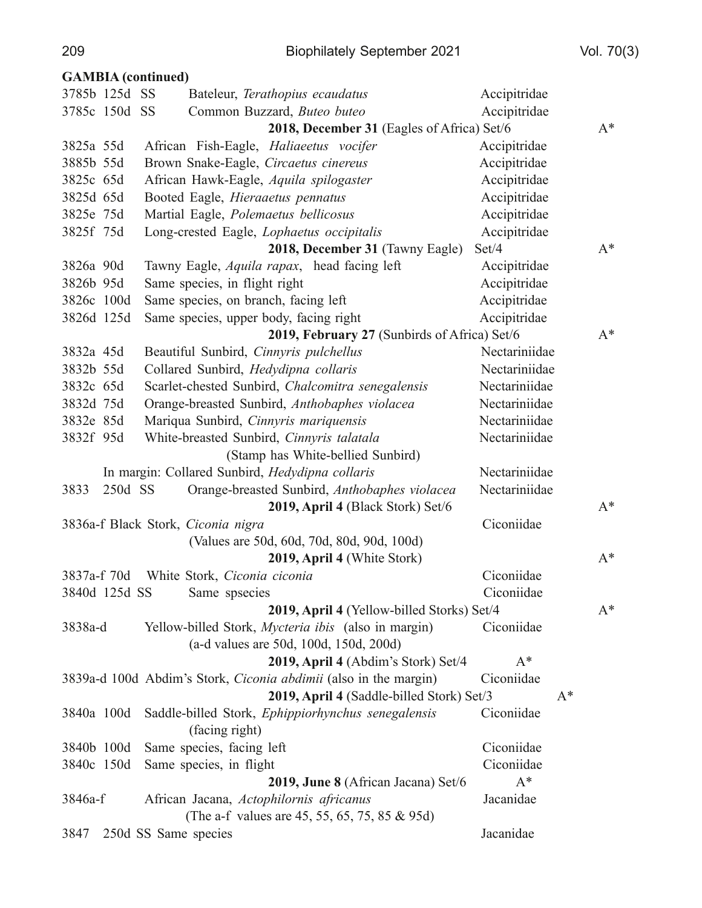**GAMBIA (continued)**

| | | |
|---|---|---|
| 3785b 125d SS Bateleur, *Terathopius ecaudatus* | Accipitridae | |
| 3785c 150d SS Common Buzzard, *Buteo buteo* | Accipitridae | |
| **2018, December 31** (Eagles of Africa) Set/6 | | A* |
| 3825a 55d African Fish-Eagle, *Haliaeetus vocifer* | Accipitridae | |
| 3885b 55d Brown Snake-Eagle, *Circaetus cinereus* | Accipitridae | |
| 3825c 65d African Hawk-Eagle, *Aquila spilogaster* | Accipitridae | |
| 3825d 65d Booted Eagle, *Hieraaetus pennatus* | Accipitridae | |
| 3825e 75d Martial Eagle, *Polemaetus bellicosus* | Accipitridae | |
| 3825f 75d Long-crested Eagle, *Lophaetus occipitalis* | Accipitridae | |
| **2018, December 31** (Tawny Eagle) Set/4 | | A* |
| 3826a 90d Tawny Eagle, *Aquila rapax*, head facing left | Accipitridae | |
| 3826b 95d Same species, in flight right | Accipitridae | |
| 3826c 100d Same species, on branch, facing left | Accipitridae | |
| 3826d 125d Same species, upper body, facing right | Accipitridae | |
| **2019, February 27** (Sunbirds of Africa) Set/6 | | A* |
| 3832a 45d Beautiful Sunbird, *Cinnyris pulchellus* | Nectariniidae | |
| 3832b 55d Collared Sunbird, *Hedydipna collaris* | Nectariniidae | |
| 3832c 65d Scarlet-chested Sunbird, *Chalcomitra senegalensis* | Nectariniidae | |
| 3832d 75d Orange-breasted Sunbird, *Anthobaphes violacea* | Nectariniidae | |
| 3832e 85d Mariqua Sunbird, *Cinnyris mariquensis* | Nectariniidae | |
| 3832f 95d White-breasted Sunbird, *Cinnyris talatala* (Stamp has White-bellied Sunbird) | Nectariniidae | |
| In margin: Collared Sunbird, *Hedydipna collaris* | Nectariniidae | |
| 3833 250d SS Orange-breasted Sunbird, *Anthobaphes violacea* | Nectariniidae | |
| **2019, April 4** (Black Stork) Set/6 | | A* |
| 3836a-f Black Stork, *Ciconia nigra* (Values are 50d, 60d, 70d, 80d, 90d, 100d) | Ciconiidae | |
| **2019, April 4** (White Stork) | | A* |
| 3837a-f 70d White Stork, *Ciconia ciconia* | Ciconiidae | |
| 3840d 125d SS Same spsecies | Ciconiidae | |
| **2019, April 4** (Yellow-billed Storks) Set/4 | | A* |
| 3838a-d Yellow-billed Stork, *Mycteria ibis* (also in margin) (a-d values are 50d, 100d, 150d, 200d) | Ciconiidae | |
| **2019, April 4** (Abdim's Stork) Set/4 | A* | |
| 3839a-d 100d Abdim's Stork, *Ciconia abdimii* (also in the margin) | Ciconiidae | |
| **2019, April 4** (Saddle-billed Stork) Set/3 | | A* |
| 3840a 100d Saddle-billed Stork, *Ephippiorhynchus senegalensis* (facing right) | Ciconiidae | |
| 3840b 100d Same species, facing left | Ciconiidae | |
| 3840c 150d Same species, in flight | Ciconiidae | |
| **2019, June 8** (African Jacana) Set/6 | A* | |
| 3846a-f African Jacana, *Actophilornis africanus* (The a-f values are 45, 55, 65, 75, 85 & 95d) | Jacanidae | |
| 3847 250d SS Same species | Jacanidae | |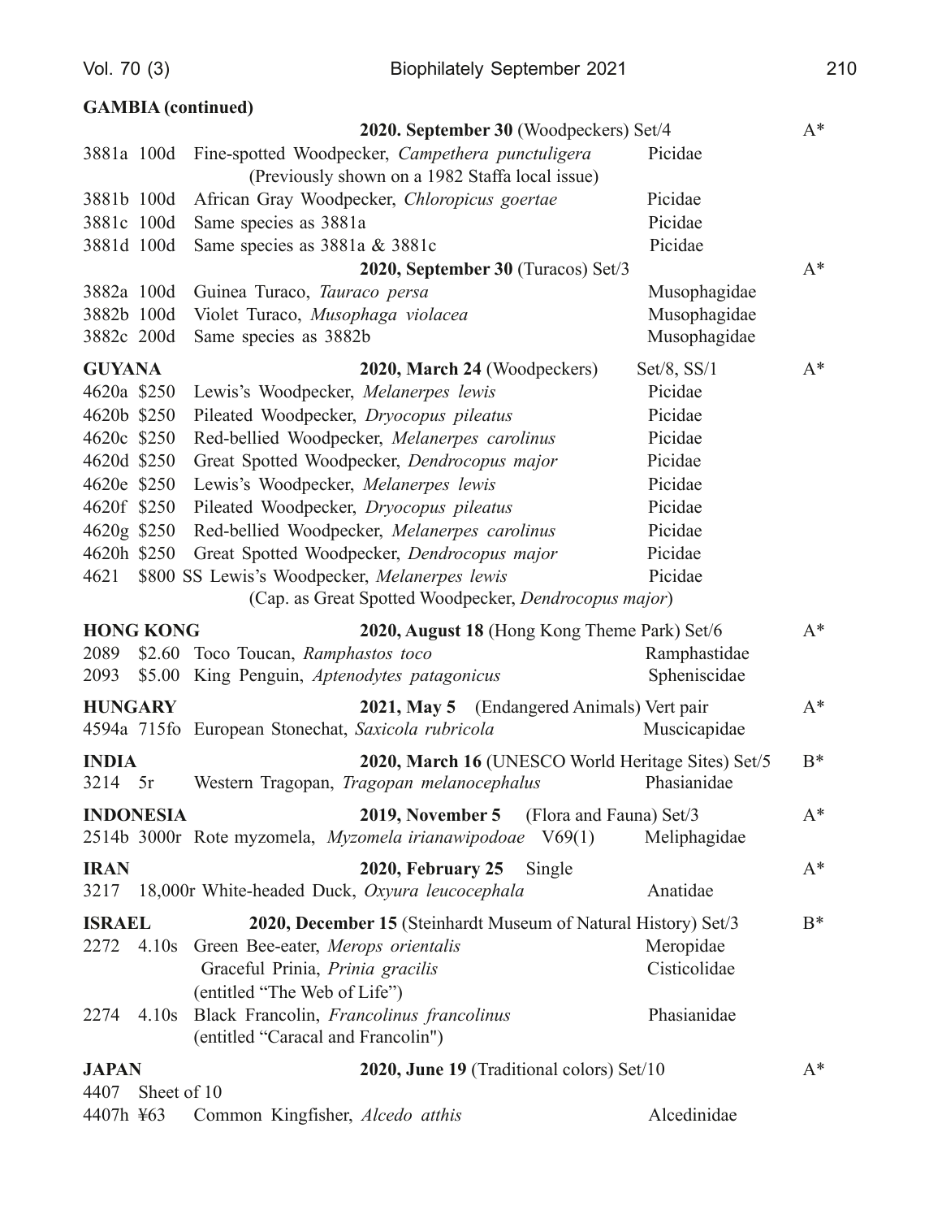**GAMBIA (continued)**

**2020. September 30** (Woodpeckers) Set/4 — A*

3881a 100d Fine-spotted Woodpecker, *Campethera punctuligera* — Picidae
(Previously shown on a 1982 Staffa local issue)
3881b 100d African Gray Woodpecker, *Chloropicus goertae* — Picidae
3881c 100d Same species as 3881a — Picidae
3881d 100d Same species as 3881a & 3881c — Picidae

**2020, September 30** (Turacos) Set/3 — A*

3882a 100d Guinea Turaco, *Tauraco persa* — Musophagidae
3882b 100d Violet Turaco, *Musophaga violacea* — Musophagidae
3882c 200d Same species as 3882b — Musophagidae

**GUYANA** — **2020, March 24** (Woodpeckers) Set/8, SS/1 — A*

4620a $250 Lewis's Woodpecker, *Melanerpes lewis* — Picidae
4620b $250 Pileated Woodpecker, *Dryocopus pileatus* — Picidae
4620c $250 Red-bellied Woodpecker, *Melanerpes carolinus* — Picidae
4620d $250 Great Spotted Woodpecker, *Dendrocopus major* — Picidae
4620e $250 Lewis's Woodpecker, *Melanerpes lewis* — Picidae
4620f $250 Pileated Woodpecker, *Dryocopus pileatus* — Picidae
4620g $250 Red-bellied Woodpecker, *Melanerpes carolinus* — Picidae
4620h $250 Great Spotted Woodpecker, *Dendrocopus major* — Picidae
4621 $800 SS Lewis's Woodpecker, *Melanerpes lewis* — Picidae
(Cap. as Great Spotted Woodpecker, *Dendrocopus major*)

**HONG KONG** — **2020, August 18** (Hong Kong Theme Park) Set/6 — A*

2089 $2.60 Toco Toucan, *Ramphastos toco* — Ramphastidae
2093 $5.00 King Penguin, *Aptenodytes patagonicus* — Spheniscidae

**HUNGARY** — **2021, May 5** (Endangered Animals) Vert pair — A*

4594a 715fo European Stonechat, *Saxicola rubricola* — Muscicapidae

**INDIA** — **2020, March 16** (UNESCO World Heritage Sites) Set/5 — B*

3214 5r Western Tragopan, *Tragopan melanocephalus* — Phasianidae

**INDONESIA** — **2019, November 5** (Flora and Fauna) Set/3 — A*

2514b 3000r Rote myzomela, *Myzomela irianawipodoae* V69(1) — Meliphagidae

**IRAN** — **2020, February 25** Single — A*

3217 18,000r White-headed Duck, *Oxyura leucocephala* — Anatidae

**ISRAEL** — **2020, December 15** (Steinhardt Museum of Natural History) Set/3 — B*

2272 4.10s Green Bee-eater, *Merops orientalis* — Meropidae
Graceful Prinia, *Prinia gracilis* — Cisticolidae
(entitled "The Web of Life")
2274 4.10s Black Francolin, *Francolinus francolinus* — Phasianidae
(entitled "Caracal and Francolin")

**JAPAN** — **2020, June 19** (Traditional colors) Set/10 — A*

4407 Sheet of 10
4407h ¥63 Common Kingfisher, *Alcedo atthis* — Alcedinidae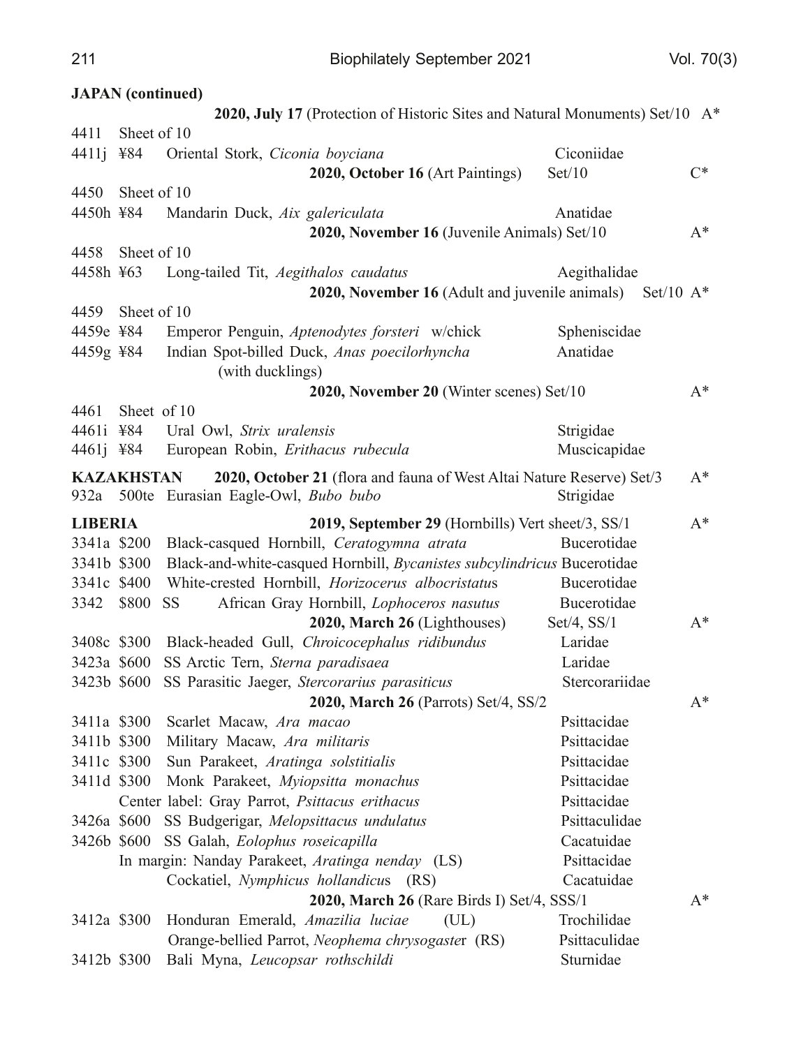**JAPAN (continued)**

**2020, July 17** (Protection of Historic Sites and Natural Monuments) Set/10 A*

4411 Sheet of 10
4411j ¥84 Oriental Stork, *Ciconia boyciana* Ciconiidae

**2020, October 16** (Art Paintings) Set/10 C*

4450 Sheet of 10
4450h ¥84 Mandarin Duck, *Aix galericulata* Anatidae

**2020, November 16** (Juvenile Animals) Set/10 A*

4458 Sheet of 10
4458h ¥63 Long-tailed Tit, *Aegithalos caudatus* Aegithalidae

**2020, November 16** (Adult and juvenile animals) Set/10 A*

4459 Sheet of 10
4459e ¥84 Emperor Penguin, *Aptenodytes forsteri* w/chick Spheniscidae
4459g ¥84 Indian Spot-billed Duck, *Anas poecilorhyncha* (with ducklings) Anatidae

**2020, November 20** (Winter scenes) Set/10 A*

4461 Sheet of 10
4461i ¥84 Ural Owl, *Strix uralensis* Strigidae
4461j ¥84 European Robin, *Erithacus rubecula* Muscicapidae

**KAZAKHSTAN** **2020, October 21** (flora and fauna of West Altai Nature Reserve) Set/3 A*

932a 500te Eurasian Eagle-Owl, *Bubo bubo* Strigidae

**LIBERIA** **2019, September 29** (Hornbills) Vert sheet/3, SS/1 A*

3341a $200 Black-casqued Hornbill, *Ceratogymna atrata* Bucerotidae
3341b $300 Black-and-white-casqued Hornbill, *Bycanistes subcylindricus* Bucerotidae
3341c $400 White-crested Hornbill, *Horizocerus albocristatus* Bucerotidae
3342 $800 SS African Gray Hornbill, *Lophoceros nasutus* Bucerotidae

**2020, March 26** (Lighthouses) Set/4, SS/1 A*

3408c $300 Black-headed Gull, *Chroicocephalus ridibundus* Laridae
3423a $600 SS Arctic Tern, *Sterna paradisaea* Laridae
3423b $600 SS Parasitic Jaeger, *Stercorarius parasiticus* Stercorariidae

**2020, March 26** (Parrots) Set/4, SS/2 A*

3411a $300 Scarlet Macaw, *Ara macao* Psittacidae
3411b $300 Military Macaw, *Ara militaris* Psittacidae
3411c $300 Sun Parakeet, *Aratinga solstitialis* Psittacidae
3411d $300 Monk Parakeet, *Myiopsitta monachus* Psittacidae
Center label: Gray Parrot, *Psittacus erithacus* Psittacidae
3426a $600 SS Budgerigar, *Melopsittacus undulatus* Psittaculidae
3426b $600 SS Galah, *Eolophus roseicapilla* Cacatuidae
In margin: Nanday Parakeet, *Aratinga nenday* (LS) Psittacidae
Cockatiel, *Nymphicus hollandicus* (RS) Cacatuidae

**2020, March 26** (Rare Birds I) Set/4, SSS/1 A*

3412a $300 Honduran Emerald, *Amazilia luciae* (UL) Trochilidae
Orange-bellied Parrot, *Neophema chrysogaster* (RS) Psittaculidae
3412b $300 Bali Myna, *Leucopsar rothschildi* Sturnidae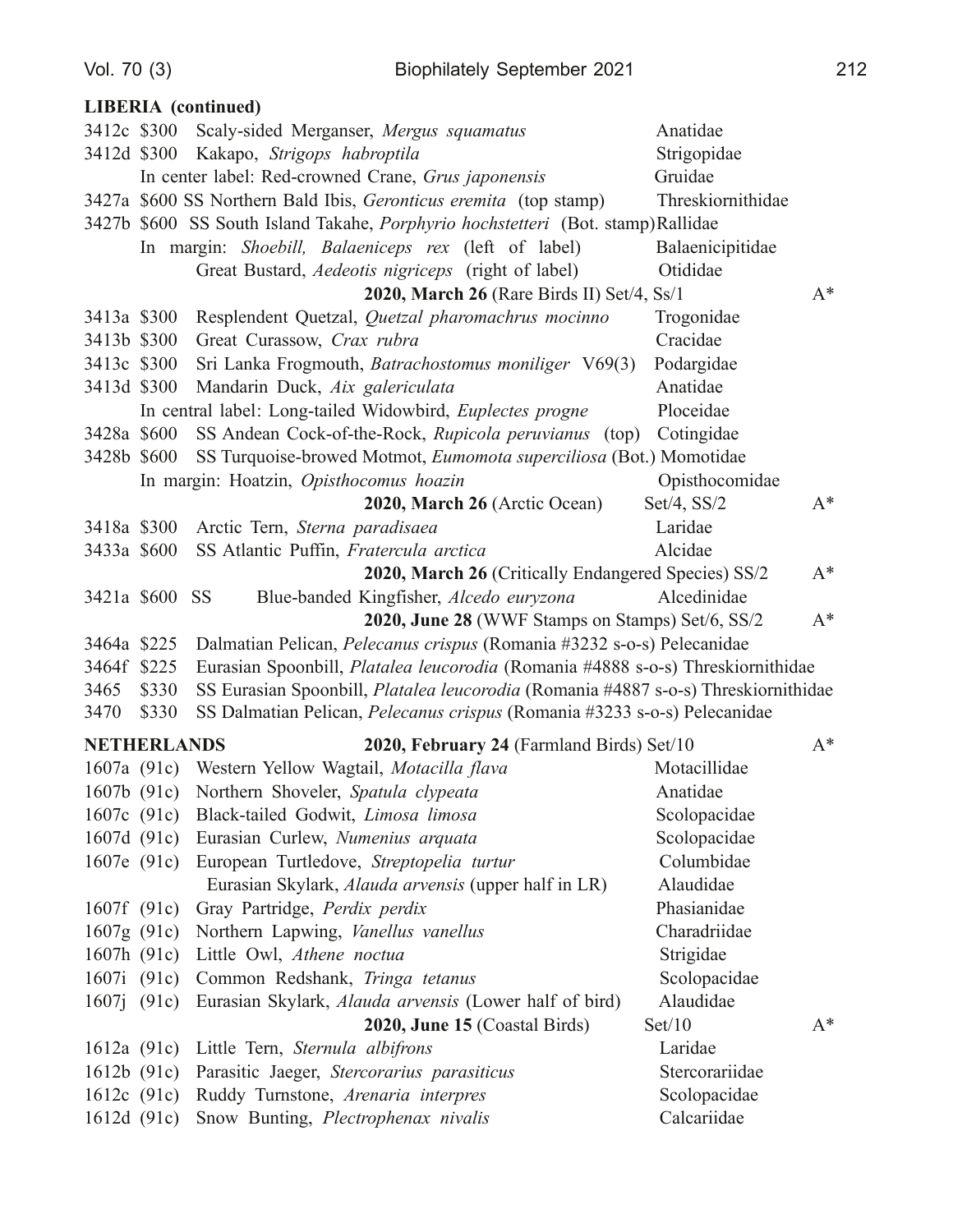**LIBERIA (continued)**

| | | | | |
|---|---|---|---|---|
| 3412c | $300 | Scaly-sided Merganser, *Mergus squamatus* | Anatidae | |
| 3412d | $300 | Kakapo, *Strigops habroptila* | Strigopidae | |
| | | In center label: Red-crowned Crane, *Grus japonensis* | Gruidae | |
| 3427a | $600 | SS Northern Bald Ibis, *Geronticus eremita* (top stamp) | Threskiornithidae | |
| 3427b | $600 | SS South Island Takahe, *Porphyrio hochstetteri* (Bot. stamp) | Rallidae | |
| | | In margin: *Shoebill, Balaeniceps rex* (left of label) | Balaenicipitidae | |
| | | Great Bustard, *Aedeotis nigriceps* (right of label) | Otididae | |
| | | **2020, March 26** (Rare Birds II) Set/4, Ss/1 | | A* |
| 3413a | $300 | Resplendent Quetzal, *Quetzal pharomachrus mocinno* | Trogonidae | |
| 3413b | $300 | Great Curassow, *Crax rubra* | Cracidae | |
| 3413c | $300 | Sri Lanka Frogmouth, *Batrachostomus moniliger* V69(3) | Podargidae | |
| 3413d | $300 | Mandarin Duck, *Aix galericulata* | Anatidae | |
| | | In central label: Long-tailed Widowbird, *Euplectes progne* | Ploceidae | |
| 3428a | $600 | SS Andean Cock-of-the-Rock, *Rupicola peruvianus* (top) | Cotingidae | |
| 3428b | $600 | SS Turquoise-browed Motmot, *Eumomota superciliosa* (Bot.) | Momotidae | |
| | | In margin: Hoatzin, *Opisthocomus hoazin* | Opisthocomidae | |
| | | **2020, March 26** (Arctic Ocean) | Set/4, SS/2 | A* |
| 3418a | $300 | Arctic Tern, *Sterna paradisaea* | Laridae | |
| 3433a | $600 | SS Atlantic Puffin, *Fratercula arctica* | Alcidae | |
| | | **2020, March 26** (Critically Endangered Species) SS/2 | | A* |
| 3421a | $600 | SS Blue-banded Kingfisher, *Alcedo euryzona* | Alcedinidae | |
| | | **2020, June 28** (WWF Stamps on Stamps) Set/6, SS/2 | | A* |
| 3464a | $225 | Dalmatian Pelican, *Pelecanus crispus* (Romania #3232 s-o-s) | Pelecanidae | |
| 3464f | $225 | Eurasian Spoonbill, *Platalea leucorodia* (Romania #4888 s-o-s) | Threskiornithidae | |
| 3465 | $330 | SS Eurasian Spoonbill, *Platalea leucorodia* (Romania #4887 s-o-s) | Threskiornithidae | |
| 3470 | $330 | SS Dalmatian Pelican, *Pelecanus crispus* (Romania #3233 s-o-s) | Pelecanidae | |

**NETHERLANDS** **2020, February 24** (Farmland Birds) Set/10 A*

| | | | | |
|---|---|---|---|---|
| 1607a | (91c) | Western Yellow Wagtail, *Motacilla flava* | Motacillidae | |
| 1607b | (91c) | Northern Shoveler, *Spatula clypeata* | Anatidae | |
| 1607c | (91c) | Black-tailed Godwit, *Limosa limosa* | Scolopacidae | |
| 1607d | (91c) | Eurasian Curlew, *Numenius arquata* | Scolopacidae | |
| 1607e | (91c) | European Turtledove, *Streptopelia turtur* | Columbidae | |
| | | Eurasian Skylark, *Alauda arvensis* (upper half in LR) | Alaudidae | |
| 1607f | (91c) | Gray Partridge, *Perdix perdix* | Phasianidae | |
| 1607g | (91c) | Northern Lapwing, *Vanellus vanellus* | Charadriidae | |
| 1607h | (91c) | Little Owl, *Athene noctua* | Strigidae | |
| 1607i | (91c) | Common Redshank, *Tringa tetanus* | Scolopacidae | |
| 1607j | (91c) | Eurasian Skylark, *Alauda arvensis* (Lower half of bird) | Alaudidae | |
| | | **2020, June 15** (Coastal Birds) | Set/10 | A* |
| 1612a | (91c) | Little Tern, *Sternula albifrons* | Laridae | |
| 1612b | (91c) | Parasitic Jaeger, *Stercorarius parasiticus* | Stercorariidae | |
| 1612c | (91c) | Ruddy Turnstone, *Arenaria interpres* | Scolopacidae | |
| 1612d | (91c) | Snow Bunting, *Plectrophenax nivalis* | Calcariidae | |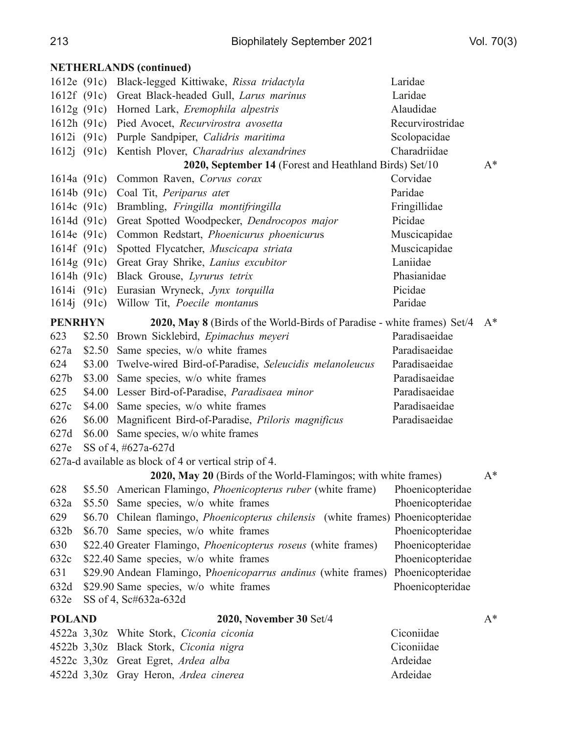**NETHERLANDS (continued)**

| | | | |
|---|---|---|---|
| 1612e (91c) | Black-legged Kittiwake, *Rissa tridactyla* | Laridae | |
| 1612f (91c) | Great Black-headed Gull, *Larus marinus* | Laridae | |
| 1612g (91c) | Horned Lark, *Eremophila alpestris* | Alaudidae | |
| 1612h (91c) | Pied Avocet, *Recurvirostra avosetta* | Recurvirostridae | |
| 1612i (91c) | Purple Sandpiper, *Calidris maritima* | Scolopacidae | |
| 1612j (91c) | Kentish Plover, *Charadrius alexandrines* | Charadriidae | |
| | **2020, September 14** (Forest and Heathland Birds) Set/10 | | A* |
| 1614a (91c) | Common Raven, *Corvus corax* | Corvidae | |
| 1614b (91c) | Coal Tit, *Periparus ater* | Paridae | |
| 1614c (91c) | Brambling, *Fringilla montifringilla* | Fringillidae | |
| 1614d (91c) | Great Spotted Woodpecker, *Dendrocopos major* | Picidae | |
| 1614e (91c) | Common Redstart, *Phoenicurus phoenicurus* | Muscicapidae | |
| 1614f (91c) | Spotted Flycatcher, *Muscicapa striata* | Muscicapidae | |
| 1614g (91c) | Great Gray Shrike, *Lanius excubitor* | Laniidae | |
| 1614h (91c) | Black Grouse, *Lyrurus tetrix* | Phasianidae | |
| 1614i (91c) | Eurasian Wryneck, *Jynx torquilla* | Picidae | |
| 1614j (91c) | Willow Tit, *Poecile montanus* | Paridae | |

**PENRHYN** **2020, May 8** (Birds of the World-Birds of Paradise - white frames) Set/4 A*

| | | | |
|---|---|---|---|
| 623 | $2.50 | Brown Sicklebird, *Epimachus meyeri* | Paradisaeidae |
| 627a | $2.50 | Same species, w/o white frames | Paradisaeidae |
| 624 | $3.00 | Twelve-wired Bird-of-Paradise, *Seleucidis melanoleucus* | Paradisaeidae |
| 627b | $3.00 | Same species, w/o white frames | Paradisaeidae |
| 625 | $4.00 | Lesser Bird-of-Paradise, *Paradisaea minor* | Paradisaeidae |
| 627c | $4.00 | Same species, w/o white frames | Paradisaeidae |
| 626 | $6.00 | Magnificent Bird-of-Paradise, *Ptiloris magnificus* | Paradisaeidae |
| 627d | $6.00 | Same species, w/o white frames | |
| 627e | | SS of 4, #627a-627d | |

627a-d available as block of 4 or vertical strip of 4.

**2020, May 20** (Birds of the World-Flamingos; with white frames) A*

| | | | |
|---|---|---|---|
| 628 | $5.50 | American Flamingo, *Phoenicopterus ruber* (white frame) | Phoenicopteridae |
| 632a | $5.50 | Same species, w/o white frames | Phoenicopteridae |
| 629 | $6.70 | Chilean flamingo, *Phoenicopterus chilensis* (white frames) | Phoenicopteridae |
| 632b | $6.70 | Same species, w/o white frames | Phoenicopteridae |
| 630 | $22.40 | Greater Flamingo, *Phoenicopterus roseus* (white frames) | Phoenicopteridae |
| 632c | $22.40 | Same species, w/o white frames | Phoenicopteridae |
| 631 | $29.90 | Andean Flamingo, *Phoenicoparrus andinus* (white frames) | Phoenicopteridae |
| 632d | $29.90 | Same species, w/o white frames | Phoenicopteridae |
| 632e | | SS of 4, Sc#632a-632d | |

**POLAND** **2020, November 30** Set/4 A*

| | | | |
|---|---|---|---|
| 4522a | 3,30z | White Stork, *Ciconia ciconia* | Ciconiidae |
| 4522b | 3,30z | Black Stork, *Ciconia nigra* | Ciconiidae |
| 4522c | 3,30z | Great Egret, *Ardea alba* | Ardeidae |
| 4522d | 3,30z | Gray Heron, *Ardea cinerea* | Ardeidae |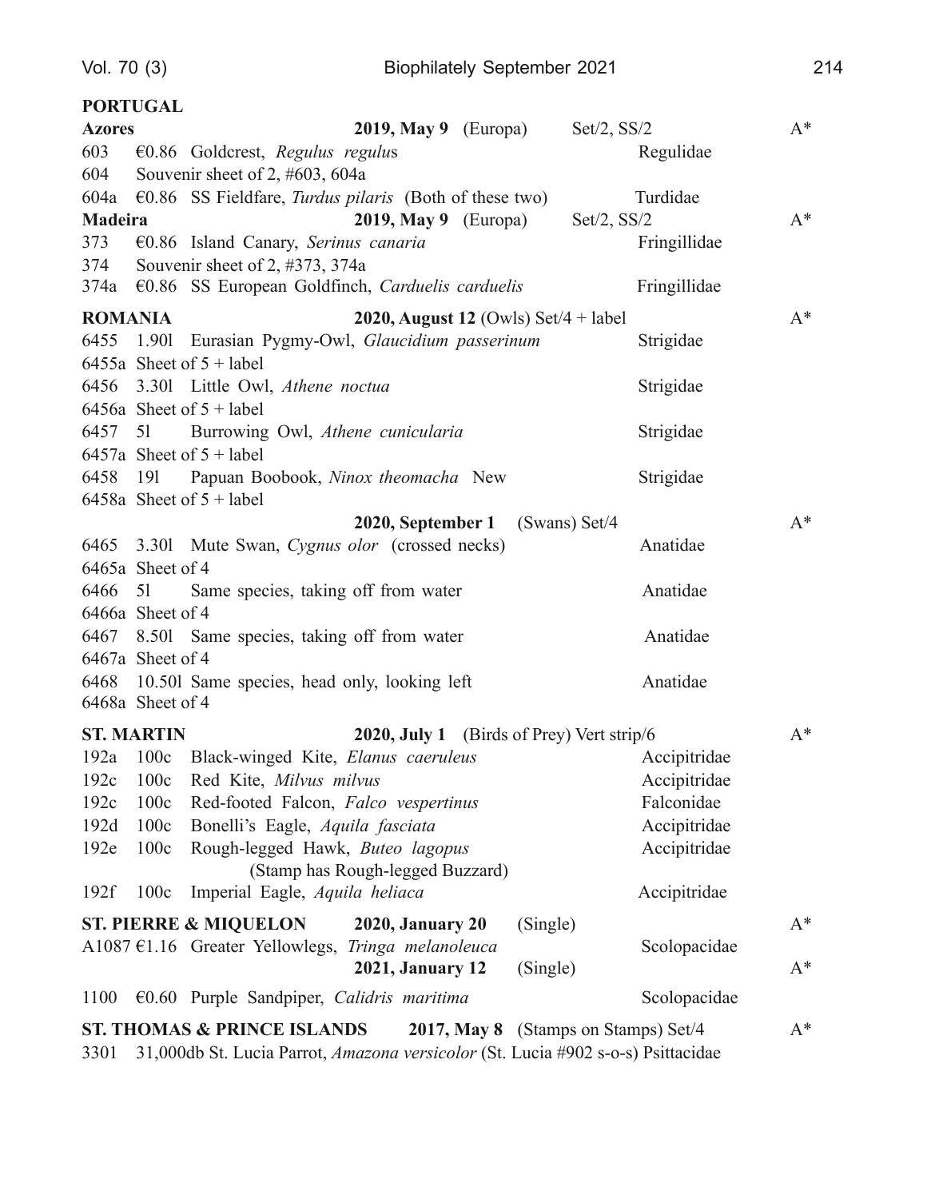**PORTUGAL**

| | | | | |
|---|---|---|---|---|
| **Azores** | | **2019, May 9** (Europa) | Set/2, SS/2 | A* |
| 603 | €0.86 Goldcrest, *Regulus regulu*s | | Regulidae | |
| 604 | Souvenir sheet of 2, #603, 604a | | | |
| 604a | €0.86 SS Fieldfare, *Turdus pilaris* (Both of these two) | | Turdidae | |
| **Madeira** | | **2019, May 9** (Europa) | Set/2, SS/2 | A* |
| 373 | €0.86 Island Canary, *Serinus canaria* | | Fringillidae | |
| 374 | Souvenir sheet of 2, #373, 374a | | | |
| 374a | €0.86 SS European Goldfinch, *Carduelis carduelis* | | Fringillidae | |
| **ROMANIA** | | **2020, August 12** (Owls) Set/4 + label | | A* |
| 6455 | 1.90l Eurasian Pygmy-Owl, *Glaucidium passerinum* | | Strigidae | |
| 6455a | Sheet of 5 + label | | | |
| 6456 | 3.30l Little Owl, *Athene noctua* | | Strigidae | |
| 6456a | Sheet of 5 + label | | | |
| 6457 | 5l Burrowing Owl, *Athene cunicularia* | | Strigidae | |
| 6457a | Sheet of 5 + label | | | |
| 6458 | 19l Papuan Boobook, *Ninox theomacha* New | | Strigidae | |
| 6458a | Sheet of 5 + label | | | |
| | | **2020, September 1** (Swans) Set/4 | | A* |
| 6465 | 3.30l Mute Swan, *Cygnus olor* (crossed necks) | | Anatidae | |
| 6465a | Sheet of 4 | | | |
| 6466 | 5l Same species, taking off from water | | Anatidae | |
| 6466a | Sheet of 4 | | | |
| 6467 | 8.50l Same species, taking off from water | | Anatidae | |
| 6467a | Sheet of 4 | | | |
| 6468 | 10.50l Same species, head only, looking left | | Anatidae | |
| 6468a | Sheet of 4 | | | |
| **ST. MARTIN** | | **2020, July 1** (Birds of Prey) Vert strip/6 | | A* |
| 192a | 100c Black-winged Kite, *Elanus caeruleus* | | Accipitridae | |
| 192c | 100c Red Kite, *Milvus milvus* | | Accipitridae | |
| 192c | 100c Red-footed Falcon, *Falco vespertinus* | | Falconidae | |
| 192d | 100c Bonelli's Eagle, *Aquila fasciata* | | Accipitridae | |
| 192e | 100c Rough-legged Hawk, *Buteo lagopus* (Stamp has Rough-legged Buzzard) | | Accipitridae | |
| 192f | 100c Imperial Eagle, *Aquila heliaca* | | Accipitridae | |
| **ST. PIERRE & MIQUELON** | | **2020, January 20** (Single) | | A* |
| A1087 | €1.16 Greater Yellowlegs, *Tringa melanoleuca* | | Scolopacidae | |
| | | **2021, January 12** (Single) | | A* |
| 1100 | €0.60 Purple Sandpiper, *Calidris maritima* | | Scolopacidae | |
| **ST. THOMAS & PRINCE ISLANDS** | | **2017, May 8** (Stamps on Stamps) Set/4 | | A* |
| 3301 | 31,000db St. Lucia Parrot, *Amazona versicolor* (St. Lucia #902 s-o-s) | | Psittacidae | |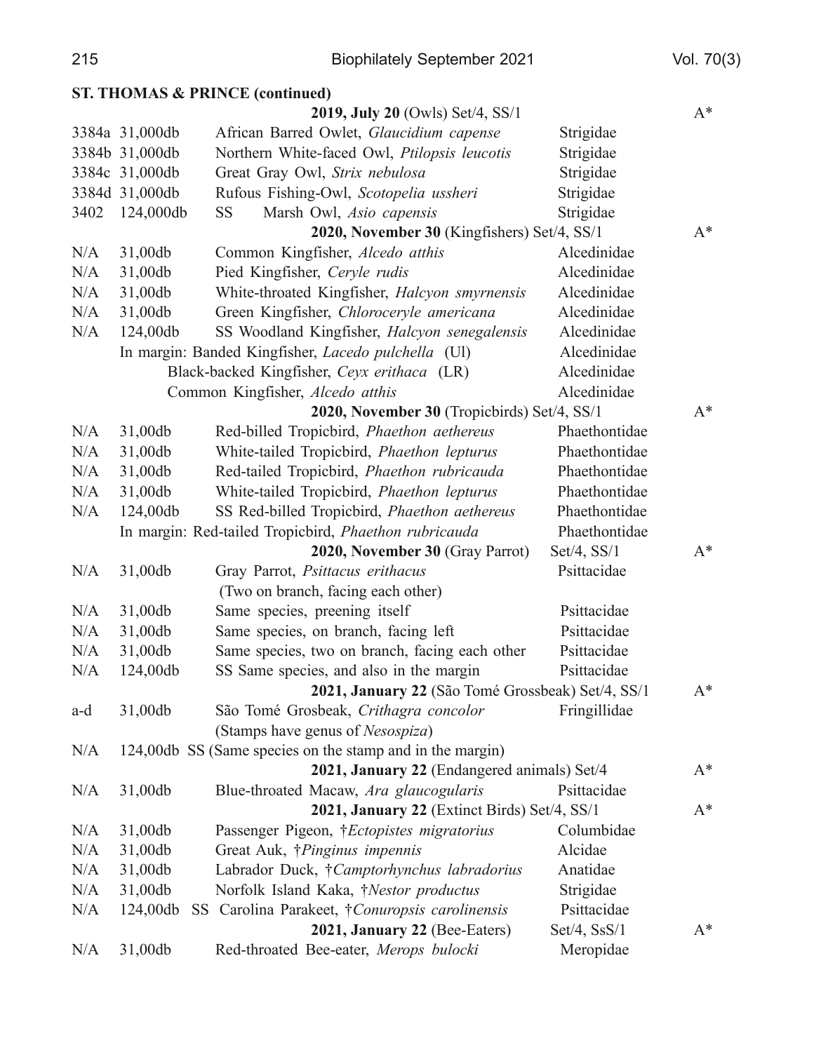**ST. THOMAS & PRINCE (continued)**

| | | | | |
|---|---|---|---|---|
| | | **2019, July 20** (Owls) Set/4, SS/1 | | A* |
| 3384a | 31,000db | African Barred Owlet, *Glaucidium capense* | Strigidae | |
| 3384b | 31,000db | Northern White-faced Owl, *Ptilopsis leucotis* | Strigidae | |
| 3384c | 31,000db | Great Gray Owl, *Strix nebulosa* | Strigidae | |
| 3384d | 31,000db | Rufous Fishing-Owl, *Scotopelia ussheri* | Strigidae | |
| 3402 | 124,000db | SS Marsh Owl, *Asio capensis* | Strigidae | |
| | | **2020, November 30** (Kingfishers) Set/4, SS/1 | | A* |
| N/A | 31,00db | Common Kingfisher, *Alcedo atthis* | Alcedinidae | |
| N/A | 31,00db | Pied Kingfisher, *Ceryle rudis* | Alcedinidae | |
| N/A | 31,00db | White-throated Kingfisher, *Halcyon smyrnensis* | Alcedinidae | |
| N/A | 31,00db | Green Kingfisher, *Chloroceryle americana* | Alcedinidae | |
| N/A | 124,00db | SS Woodland Kingfisher, *Halcyon senegalensis* | Alcedinidae | |
| | | In margin: Banded Kingfisher, *Lacedo pulchella* (Ul) | Alcedinidae | |
| | | Black-backed Kingfisher, *Ceyx erithaca* (LR) | Alcedinidae | |
| | | Common Kingfisher, *Alcedo atthis* | Alcedinidae | |
| | | **2020, November 30** (Tropicbirds) Set/4, SS/1 | | A* |
| N/A | 31,00db | Red-billed Tropicbird, *Phaethon aethereus* | Phaethontidae | |
| N/A | 31,00db | White-tailed Tropicbird, *Phaethon lepturus* | Phaethontidae | |
| N/A | 31,00db | Red-tailed Tropicbird, *Phaethon rubricauda* | Phaethontidae | |
| N/A | 31,00db | White-tailed Tropicbird, *Phaethon lepturus* | Phaethontidae | |
| N/A | 124,00db | SS Red-billed Tropicbird, *Phaethon aethereus* | Phaethontidae | |
| | | In margin: Red-tailed Tropicbird, *Phaethon rubricauda* | Phaethontidae | |
| | | **2020, November 30** (Gray Parrot) | Set/4, SS/1 | A* |
| N/A | 31,00db | Gray Parrot, *Psittacus erithacus* (Two on branch, facing each other) | Psittacidae | |
| N/A | 31,00db | Same species, preening itself | Psittacidae | |
| N/A | 31,00db | Same species, on branch, facing left | Psittacidae | |
| N/A | 31,00db | Same species, two on branch, facing each other | Psittacidae | |
| N/A | 124,00db | SS Same species, and also in the margin | Psittacidae | |
| | | **2021, January 22** (São Tomé Grossbeak) Set/4, SS/1 | | A* |
| a-d | 31,00db | São Tomé Grosbeak, *Crithagra concolor* (Stamps have genus of *Nesospiza*) | Fringillidae | |
| N/A | 124,00db | SS (Same species on the stamp and in the margin) | | |
| | | **2021, January 22** (Endangered animals) Set/4 | | A* |
| N/A | 31,00db | Blue-throated Macaw, *Ara glaucogularis* | Psittacidae | |
| | | **2021, January 22** (Extinct Birds) Set/4, SS/1 | | A* |
| N/A | 31,00db | Passenger Pigeon, †*Ectopistes migratorius* | Columbidae | |
| N/A | 31,00db | Great Auk, †*Pinginus impennis* | Alcidae | |
| N/A | 31,00db | Labrador Duck, †*Camptorhynchus labradorius* | Anatidae | |
| N/A | 31,00db | Norfolk Island Kaka, †*Nestor productus* | Strigidae | |
| N/A | 124,00db | SS Carolina Parakeet, †*Conuropsis carolinensis* | Psittacidae | |
| | | **2021, January 22** (Bee-Eaters) | Set/4, SsS/1 | A* |
| N/A | 31,00db | Red-throated Bee-eater, *Merops bulocki* | Meropidae | |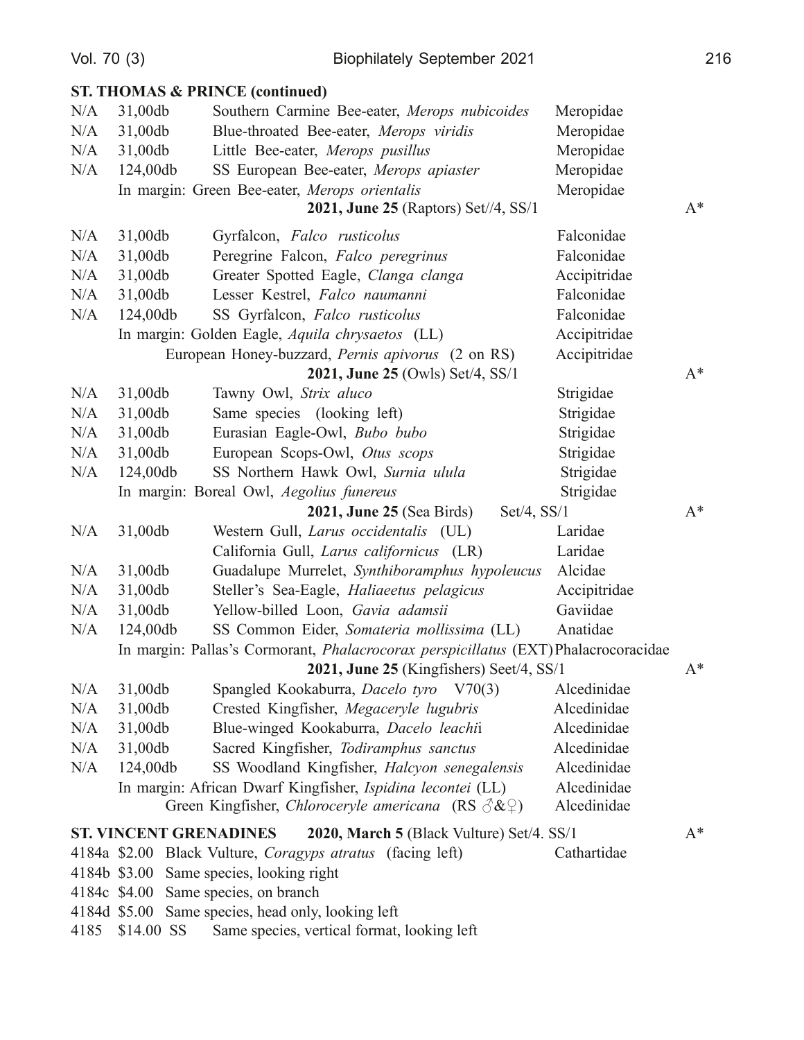**ST. THOMAS & PRINCE (continued)**

| | | | | |
|---|---|---|---|---|
| N/A | 31,00db | Southern Carmine Bee-eater, *Merops nubicoides* | Meropidae | |
| N/A | 31,00db | Blue-throated Bee-eater, *Merops viridis* | Meropidae | |
| N/A | 31,00db | Little Bee-eater, *Merops pusillus* | Meropidae | |
| N/A | 124,00db | SS European Bee-eater, *Merops apiaster* | Meropidae | |
| | | In margin: Green Bee-eater, *Merops orientalis* | Meropidae | |
| | | **2021, June 25** (Raptors) Set//4, SS/1 | | A* |
| N/A | 31,00db | Gyrfalcon, *Falco rusticolus* | Falconidae | |
| N/A | 31,00db | Peregrine Falcon, *Falco peregrinus* | Falconidae | |
| N/A | 31,00db | Greater Spotted Eagle, *Clanga clanga* | Accipitridae | |
| N/A | 31,00db | Lesser Kestrel, *Falco naumanni* | Falconidae | |
| N/A | 124,00db | SS Gyrfalcon, *Falco rusticolus* | Falconidae | |
| | | In margin: Golden Eagle, *Aquila chrysaetos* (LL) | Accipitridae | |
| | | European Honey-buzzard, *Pernis apivorus* (2 on RS) | Accipitridae | |
| | | **2021, June 25** (Owls) Set/4, SS/1 | | A* |
| N/A | 31,00db | Tawny Owl, *Strix aluco* | Strigidae | |
| N/A | 31,00db | Same species (looking left) | Strigidae | |
| N/A | 31,00db | Eurasian Eagle-Owl, *Bubo bubo* | Strigidae | |
| N/A | 31,00db | European Scops-Owl, *Otus scops* | Strigidae | |
| N/A | 124,00db | SS Northern Hawk Owl, *Surnia ulula* | Strigidae | |
| | | In margin: Boreal Owl, *Aegolius funereus* | Strigidae | |
| | | **2021, June 25** (Sea Birds) Set/4, SS/1 | | A* |
| N/A | 31,00db | Western Gull, *Larus occidentalis* (UL) | Laridae | |
| | | California Gull, *Larus californicus* (LR) | Laridae | |
| N/A | 31,00db | Guadalupe Murrelet, *Synthiboramphus hypoleucus* | Alcidae | |
| N/A | 31,00db | Steller's Sea-Eagle, *Haliaeetus pelagicus* | Accipitridae | |
| N/A | 31,00db | Yellow-billed Loon, *Gavia adamsii* | Gaviidae | |
| N/A | 124,00db | SS Common Eider, *Somateria mollissima* (LL) | Anatidae | |
| | | In margin: Pallas's Cormorant, *Phalacrocorax perspicillatus* (EXT) | Phalacrocoracidae | |
| | | **2021, June 25** (Kingfishers) Seet/4, SS/1 | | A* |
| N/A | 31,00db | Spangled Kookaburra, *Dacelo tyro* V70(3) | Alcedinidae | |
| N/A | 31,00db | Crested Kingfisher, *Megaceryle lugubris* | Alcedinidae | |
| N/A | 31,00db | Blue-winged Kookaburra, *Dacelo leachii* | Alcedinidae | |
| N/A | 31,00db | Sacred Kingfisher, *Todiramphus sanctus* | Alcedinidae | |
| N/A | 124,00db | SS Woodland Kingfisher, *Halcyon senegalensis* | Alcedinidae | |
| | | In margin: African Dwarf Kingfisher, *Ispidina lecontei* (LL) | Alcedinidae | |
| | | Green Kingfisher, *Chloroceryle americana* (RS ♂&♀) | Alcedinidae | |

**ST. VINCENT GRENADINES** **2020, March 5** (Black Vulture) Set/4. SS/1 A*

| | | | | |
|---|---|---|---|---|
| 4184a | $2.00 | Black Vulture, *Coragyps atratus* (facing left) | Cathartidae | |
| 4184b | $3.00 | Same species, looking right | | |
| 4184c | $4.00 | Same species, on branch | | |
| 4184d | $5.00 | Same species, head only, looking left | | |
| 4185 | $14.00 SS | Same species, vertical format, looking left | | |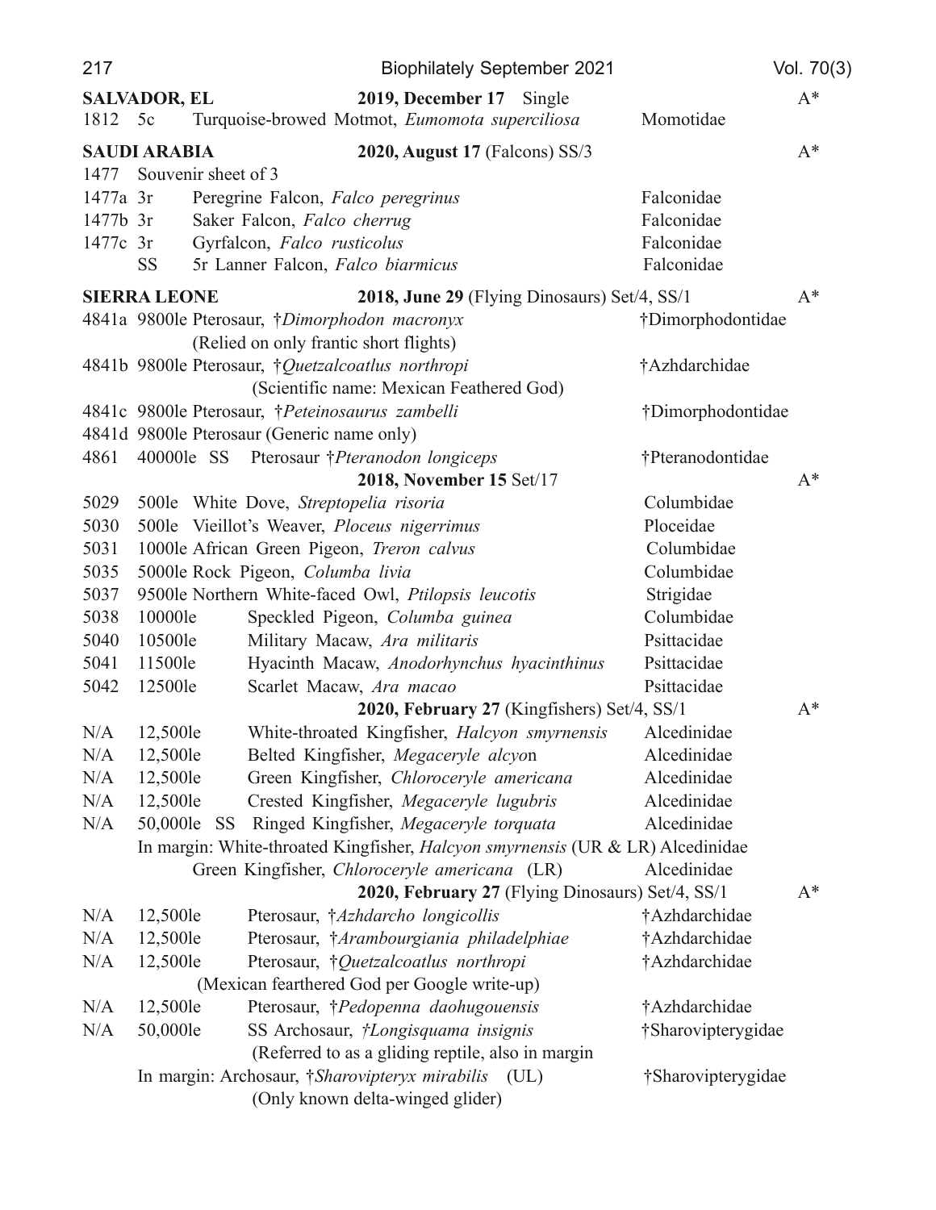**SALVADOR, EL** **2019, December 17** Single A*

1812 5c Turquoise-browed Motmot, *Eumomota superciliosa* Momotidae

**SAUDI ARABIA** **2020, August 17** (Falcons) SS/3 A*

1477 Souvenir sheet of 3
1477a 3r Peregrine Falcon, *Falco peregrinus* Falconidae
1477b 3r Saker Falcon, *Falco cherrug* Falconidae
1477c 3r Gyrfalcon, *Falco rusticolus* Falconidae
SS 5r Lanner Falcon, *Falco biarmicus* Falconidae

**SIERRA LEONE** **2018, June 29** (Flying Dinosaurs) Set/4, SS/1 A*

4841a 9800le Pterosaur, †*Dimorphodon macronyx* †Dimorphodontidae
(Relied on only frantic short flights)
4841b 9800le Pterosaur, †*Quetzalcoatlus northropi* †Azhdarchidae
(Scientific name: Mexican Feathered God)
4841c 9800le Pterosaur, †*Peteinosaurus zambelli* †Dimorphodontidae
4841d 9800le Pterosaur (Generic name only)
4861 40000le SS Pterosaur †*Pteranodon longiceps* †Pteranodontidae

**2018, November 15** Set/17 A*

5029 500le White Dove, *Streptopelia risoria* Columbidae
5030 500le Vieillot's Weaver, *Ploceus nigerrimus* Ploceidae
5031 1000le African Green Pigeon, *Treron calvus* Columbidae
5035 5000le Rock Pigeon, *Columba livia* Columbidae
5037 9500le Northern White-faced Owl, *Ptilopsis leucotis* Strigidae
5038 10000le Speckled Pigeon, *Columba guinea* Columbidae
5040 10500le Military Macaw, *Ara militaris* Psittacidae
5041 11500le Hyacinth Macaw, *Anodorhynchus hyacinthinus* Psittacidae
5042 12500le Scarlet Macaw, *Ara macao* Psittacidae

**2020, February 27** (Kingfishers) Set/4, SS/1 A*

N/A 12,500le White-throated Kingfisher, *Halcyon smyrnensis* Alcedinidae
N/A 12,500le Belted Kingfisher, *Megaceryle alcyo*n Alcedinidae
N/A 12,500le Green Kingfisher, *Chloroceryle americana* Alcedinidae
N/A 12,500le Crested Kingfisher, *Megaceryle lugubris* Alcedinidae
N/A 50,000le SS Ringed Kingfisher, *Megaceryle torquata* Alcedinidae
In margin: White-throated Kingfisher, *Halcyon smyrnensis* (UR & LR) Alcedinidae
Green Kingfisher, *Chloroceryle americana* (LR) Alcedinidae

**2020, February 27** (Flying Dinosaurs) Set/4, SS/1 A*

N/A 12,500le Pterosaur, †*Azhdarcho longicollis* †Azhdarchidae
N/A 12,500le Pterosaur, †*Arambourgiania philadelphiae* †Azhdarchidae
N/A 12,500le Pterosaur, †*Quetzalcoatlus northropi* †Azhdarchidae
(Mexican fearthered God per Google write-up)
N/A 12,500le Pterosaur, †*Pedopenna daohugouensis* †Azhdarchidae
N/A 50,000le SS Archosaur, †*Longisquama insignis* †Sharovipterygidae
(Referred to as a gliding reptile, also in margin
In margin: Archosaur, †*Sharovipteryx mirabilis* (UL) †Sharovipterygidae
(Only known delta-winged glider)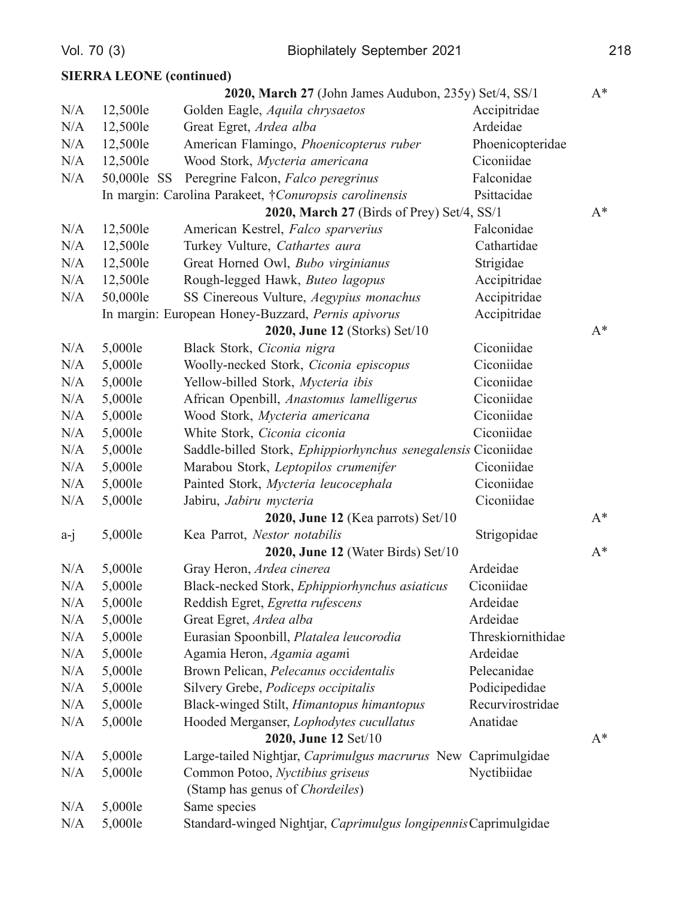**SIERRA LEONE (continued)**

| | | | | |
|---|---|---|---|---|
| | | **2020, March 27** (John James Audubon, 235y) Set/4, SS/1 | | A* |
| N/A | 12,500le | Golden Eagle, *Aquila chrysaetos* | Accipitridae | |
| N/A | 12,500le | Great Egret, *Ardea alba* | Ardeidae | |
| N/A | 12,500le | American Flamingo, *Phoenicopterus ruber* | Phoenicopteridae | |
| N/A | 12,500le | Wood Stork, *Mycteria americana* | Ciconiidae | |
| N/A | 50,000le SS | Peregrine Falcon, *Falco peregrinus* | Falconidae | |
| | | In margin: Carolina Parakeet, †*Conuropsis carolinensis* | Psittacidae | |
| | | **2020, March 27** (Birds of Prey) Set/4, SS/1 | | A* |
| N/A | 12,500le | American Kestrel, *Falco sparverius* | Falconidae | |
| N/A | 12,500le | Turkey Vulture, *Cathartes aura* | Cathartidae | |
| N/A | 12,500le | Great Horned Owl, *Bubo virginianus* | Strigidae | |
| N/A | 12,500le | Rough-legged Hawk, *Buteo lagopus* | Accipitridae | |
| N/A | 50,000le | SS Cinereous Vulture, *Aegypius monachus* | Accipitridae | |
| | | In margin: European Honey-Buzzard, *Pernis apivorus* | Accipitridae | |
| | | **2020, June 12** (Storks) Set/10 | | A* |
| N/A | 5,000le | Black Stork, *Ciconia nigra* | Ciconiidae | |
| N/A | 5,000le | Woolly-necked Stork, *Ciconia episcopus* | Ciconiidae | |
| N/A | 5,000le | Yellow-billed Stork, *Mycteria ibis* | Ciconiidae | |
| N/A | 5,000le | African Openbill, *Anastomus lamelligerus* | Ciconiidae | |
| N/A | 5,000le | Wood Stork, *Mycteria americana* | Ciconiidae | |
| N/A | 5,000le | White Stork, *Ciconia ciconia* | Ciconiidae | |
| N/A | 5,000le | Saddle-billed Stork, *Ephippiorhynchus senegalensis* | Ciconiidae | |
| N/A | 5,000le | Marabou Stork, *Leptopilos crumenifer* | Ciconiidae | |
| N/A | 5,000le | Painted Stork, *Mycteria leucocephala* | Ciconiidae | |
| N/A | 5,000le | Jabiru, *Jabiru mycteria* | Ciconiidae | |
| | | **2020, June 12** (Kea parrots) Set/10 | | A* |
| a-j | 5,000le | Kea Parrot, *Nestor notabilis* | Strigopidae | |
| | | **2020, June 12** (Water Birds) Set/10 | | A* |
| N/A | 5,000le | Gray Heron, *Ardea cinerea* | Ardeidae | |
| N/A | 5,000le | Black-necked Stork, *Ephippiorhynchus asiaticus* | Ciconiidae | |
| N/A | 5,000le | Reddish Egret, *Egretta rufescens* | Ardeidae | |
| N/A | 5,000le | Great Egret, *Ardea alba* | Ardeidae | |
| N/A | 5,000le | Eurasian Spoonbill, *Platalea leucorodia* | Threskiornithidae | |
| N/A | 5,000le | Agamia Heron, *Agamia agami* | Ardeidae | |
| N/A | 5,000le | Brown Pelican, *Pelecanus occidentalis* | Pelecanidae | |
| N/A | 5,000le | Silvery Grebe, *Podiceps occipitalis* | Podicipedidae | |
| N/A | 5,000le | Black-winged Stilt, *Himantopus himantopus* | Recurvirostridae | |
| N/A | 5,000le | Hooded Merganser, *Lophodytes cucullatus* | Anatidae | |
| | | **2020, June 12** Set/10 | | A* |
| N/A | 5,000le | Large-tailed Nightjar, *Caprimulgus macrurus* New | Caprimulgidae | |
| N/A | 5,000le | Common Potoo, *Nyctibius griseus* (Stamp has genus of *Chordeiles*) | Nyctibiidae | |
| N/A | 5,000le | Same species | | |
| N/A | 5,000le | Standard-winged Nightjar, *Caprimulgus longipennis* | Caprimulgidae | |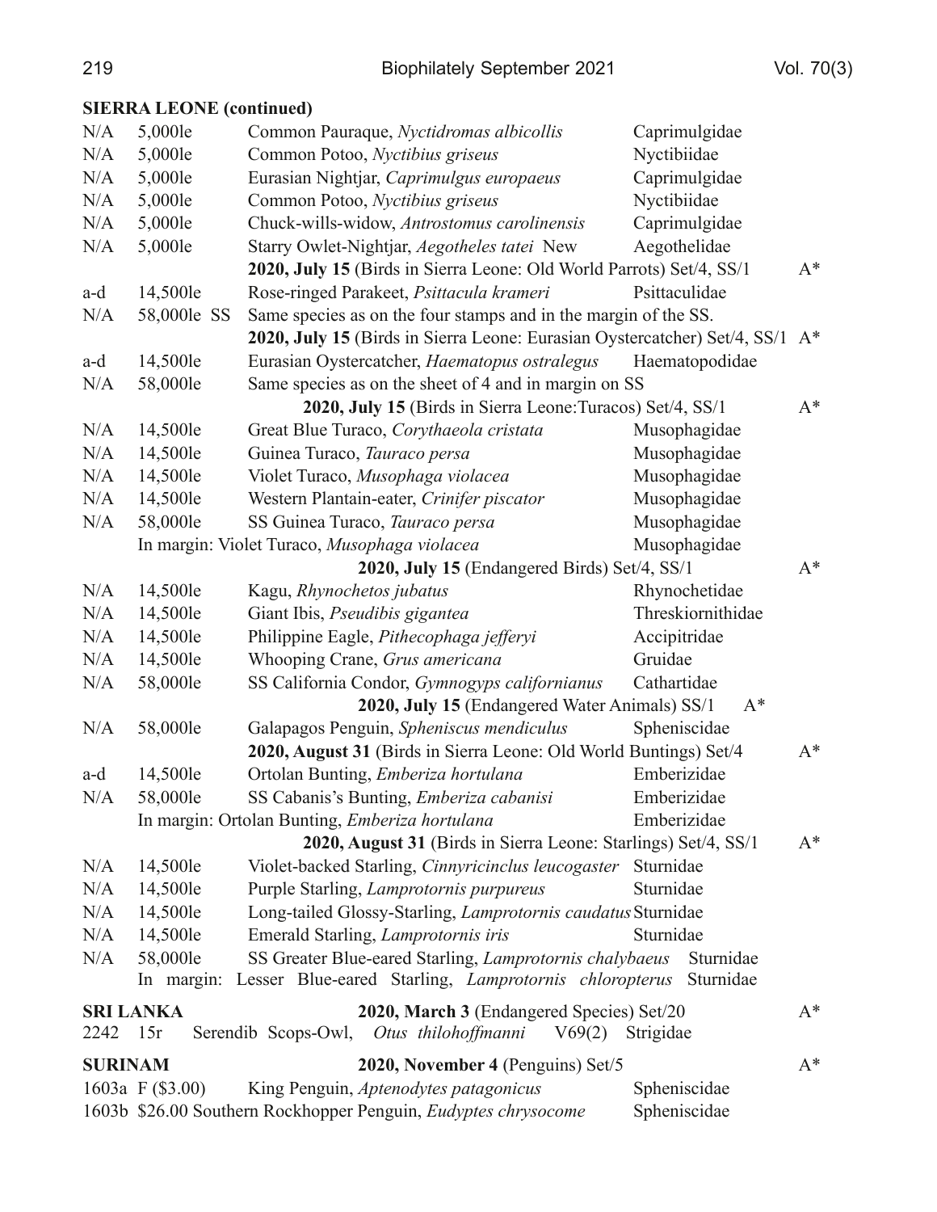**SIERRA LEONE (continued)**

| | | | | |
|---|---|---|---|---|
| N/A | 5,000le | Common Pauraque, *Nyctidromas albicollis* | Caprimulgidae | |
| N/A | 5,000le | Common Potoo, *Nyctibius griseus* | Nyctibiidae | |
| N/A | 5,000le | Eurasian Nightjar, *Caprimulgus europaeus* | Caprimulgidae | |
| N/A | 5,000le | Common Potoo, *Nyctibius griseus* | Nyctibiidae | |
| N/A | 5,000le | Chuck-wills-widow, *Antrostomus carolinensis* | Caprimulgidae | |
| N/A | 5,000le | Starry Owlet-Nightjar, *Aegotheles tatei* New | Aegothelidae | |
| | | **2020, July 15** (Birds in Sierra Leone: Old World Parrots) Set/4, SS/1 | | A* |
| a-d | 14,500le | Rose-ringed Parakeet, *Psittacula krameri* | Psittaculidae | |
| N/A | 58,000le SS | Same species as on the four stamps and in the margin of the SS. | | |
| | | **2020, July 15** (Birds in Sierra Leone: Eurasian Oystercatcher) Set/4, SS/1 | | A* |
| a-d | 14,500le | Eurasian Oystercatcher, *Haematopus ostralegus* | Haematopodidae | |
| N/A | 58,000le | Same species as on the sheet of 4 and in margin on SS | | |
| | | **2020, July 15** (Birds in Sierra Leone:Turacos) Set/4, SS/1 | | A* |
| N/A | 14,500le | Great Blue Turaco, *Corythaeola cristata* | Musophagidae | |
| N/A | 14,500le | Guinea Turaco, *Tauraco persa* | Musophagidae | |
| N/A | 14,500le | Violet Turaco, *Musophaga violacea* | Musophagidae | |
| N/A | 14,500le | Western Plantain-eater, *Crinifer piscator* | Musophagidae | |
| N/A | 58,000le | SS Guinea Turaco, *Tauraco persa* | Musophagidae | |
| | | In margin: Violet Turaco, *Musophaga violacea* | Musophagidae | |
| | | **2020, July 15** (Endangered Birds) Set/4, SS/1 | | A* |
| N/A | 14,500le | Kagu, *Rhynochetos jubatus* | Rhynochetidae | |
| N/A | 14,500le | Giant Ibis, *Pseudibis gigantea* | Threskiornithidae | |
| N/A | 14,500le | Philippine Eagle, *Pithecophaga jefferyi* | Accipitridae | |
| N/A | 14,500le | Whooping Crane, *Grus americana* | Gruidae | |
| N/A | 58,000le | SS California Condor, *Gymnogyps californianus* | Cathartidae | |
| | | **2020, July 15** (Endangered Water Animals) SS/1 | | A* |
| N/A | 58,000le | Galapagos Penguin, *Spheniscus mendiculus* | Spheniscidae | |
| | | **2020, August 31** (Birds in Sierra Leone: Old World Buntings) Set/4 | | A* |
| a-d | 14,500le | Ortolan Bunting, *Emberiza hortulana* | Emberizidae | |
| N/A | 58,000le | SS Cabanis's Bunting, *Emberiza cabanisi* | Emberizidae | |
| | | In margin: Ortolan Bunting, *Emberiza hortulana* | Emberizidae | |
| | | **2020, August 31** (Birds in Sierra Leone: Starlings) Set/4, SS/1 | | A* |
| N/A | 14,500le | Violet-backed Starling, *Cinnyricinclus leucogaster* | Sturnidae | |
| N/A | 14,500le | Purple Starling, *Lamprotornis purpureus* | Sturnidae | |
| N/A | 14,500le | Long-tailed Glossy-Starling, *Lamprotornis caudatus* | Sturnidae | |
| N/A | 14,500le | Emerald Starling, *Lamprotornis iris* | Sturnidae | |
| N/A | 58,000le | SS Greater Blue-eared Starling, *Lamprotornis chalybaeus* | Sturnidae | |
| | | In margin: Lesser Blue-eared Starling, *Lamprotornis chloropterus* | Sturnidae | |

**SRI LANKA** — **2020, March 3** (Endangered Species) Set/20 — A*

| | | | | |
|---|---|---|---|---|
| 2242 | 15r | Serendib Scops-Owl, *Otus thilohoffmanni* V69(2) | Strigidae | |

**SURINAM** — **2020, November 4** (Penguins) Set/5 — A*

| | | | | |
|---|---|---|---|---|
| 1603a | F ($3.00) | King Penguin, *Aptenodytes patagonicus* | Spheniscidae | |
| 1603b | $26.00 | Southern Rockhopper Penguin, *Eudyptes chrysocome* | Spheniscidae | |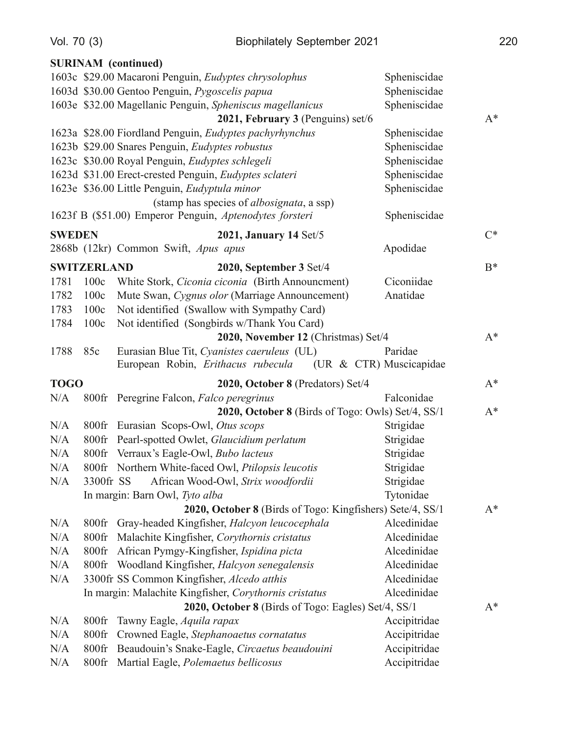**SURINAM (continued)**

| | | | |
|---|---|---|---|
| 1603c | $29.00 Macaroni Penguin, *Eudyptes chrysolophus* | Spheniscidae | |
| 1603d | $30.00 Gentoo Penguin, *Pygoscelis papua* | Spheniscidae | |
| 1603e | $32.00 Magellanic Penguin, *Spheniscus magellanicus* | Spheniscidae | |
| | **2021, February 3** (Penguins) set/6 | | A* |
| 1623a | $28.00 Fiordland Penguin, *Eudyptes pachyrhynchus* | Spheniscidae | |
| 1623b | $29.00 Snares Penguin, *Eudyptes robustus* | Spheniscidae | |
| 1623c | $30.00 Royal Penguin, *Eudyptes schlegeli* | Spheniscidae | |
| 1623d | $31.00 Erect-crested Penguin, *Eudyptes sclateri* | Spheniscidae | |
| 1623e | $36.00 Little Penguin, *Eudyptula minor* (stamp has species of *albosignata*, a ssp) | Spheniscidae | |
| 1623f | B ($51.00) Emperor Penguin, *Aptenodytes forsteri* | Spheniscidae | |

**SWEDEN** — **2021, January 14** Set/5 — C*

| | | | |
|---|---|---|---|
| 2868b | (12kr) Common Swift, *Apus apus* | Apodidae | |

**SWITZERLAND** — **2020, September 3** Set/4 — B*

| | | | |
|---|---|---|---|
| 1781 | 100c | White Stork, *Ciconia ciconia* (Birth Announcment) | Ciconiidae |
| 1782 | 100c | Mute Swan, *Cygnus olor* (Marriage Announcement) | Anatidae |
| 1783 | 100c | Not identified (Swallow with Sympathy Card) | |
| 1784 | 100c | Not identified (Songbirds w/Thank You Card) | |

**2020, November 12** (Christmas) Set/4 — A*

| | | | |
|---|---|---|---|
| 1788 | 85c | Eurasian Blue Tit, *Cyanistes caeruleus* (UL) | Paridae |
| | | European Robin, *Erithacus rubecula* (UR & CTR) | Muscicapidae |

**TOGO** — **2020, October 8** (Predators) Set/4 — A*

| | | | |
|---|---|---|---|
| N/A | 800fr | Peregrine Falcon, *Falco peregrinus* | Falconidae |

**2020, October 8** (Birds of Togo: Owls) Set/4, SS/1 — A*

| | | | |
|---|---|---|---|
| N/A | 800fr | Eurasian Scops-Owl, *Otus scops* | Strigidae |
| N/A | 800fr | Pearl-spotted Owlet, *Glaucidium perlatum* | Strigidae |
| N/A | 800fr | Verraux's Eagle-Owl, *Bubo lacteus* | Strigidae |
| N/A | 800fr | Northern White-faced Owl, *Ptilopsis leucotis* | Strigidae |
| N/A | 3300fr SS | African Wood-Owl, *Strix woodfordii* | Strigidae |
| | | In margin: Barn Owl, *Tyto alba* | Tytonidae |

**2020, October 8** (Birds of Togo: Kingfishers) Sete/4, SS/1 — A*

| | | | |
|---|---|---|---|
| N/A | 800fr | Gray-headed Kingfisher, *Halcyon leucocephala* | Alcedinidae |
| N/A | 800fr | Malachite Kingfisher, *Corythornis cristatus* | Alcedinidae |
| N/A | 800fr | African Pymgy-Kingfisher, *Ispidina picta* | Alcedinidae |
| N/A | 800fr | Woodland Kingfisher, *Halcyon senegalensis* | Alcedinidae |
| N/A | 3300fr SS | Common Kingfisher, *Alcedo atthis* | Alcedinidae |
| | | In margin: Malachite Kingfisher, *Corythornis cristatus* | Alcedinidae |

**2020, October 8** (Birds of Togo: Eagles) Set/4, SS/1 — A*

| | | | |
|---|---|---|---|
| N/A | 800fr | Tawny Eagle, *Aquila rapax* | Accipitridae |
| N/A | 800fr | Crowned Eagle, *Stephanoaetus cornatatus* | Accipitridae |
| N/A | 800fr | Beaudouin's Snake-Eagle, *Circaetus beaudouini* | Accipitridae |
| N/A | 800fr | Martial Eagle, *Polemaetus bellicosus* | Accipitridae |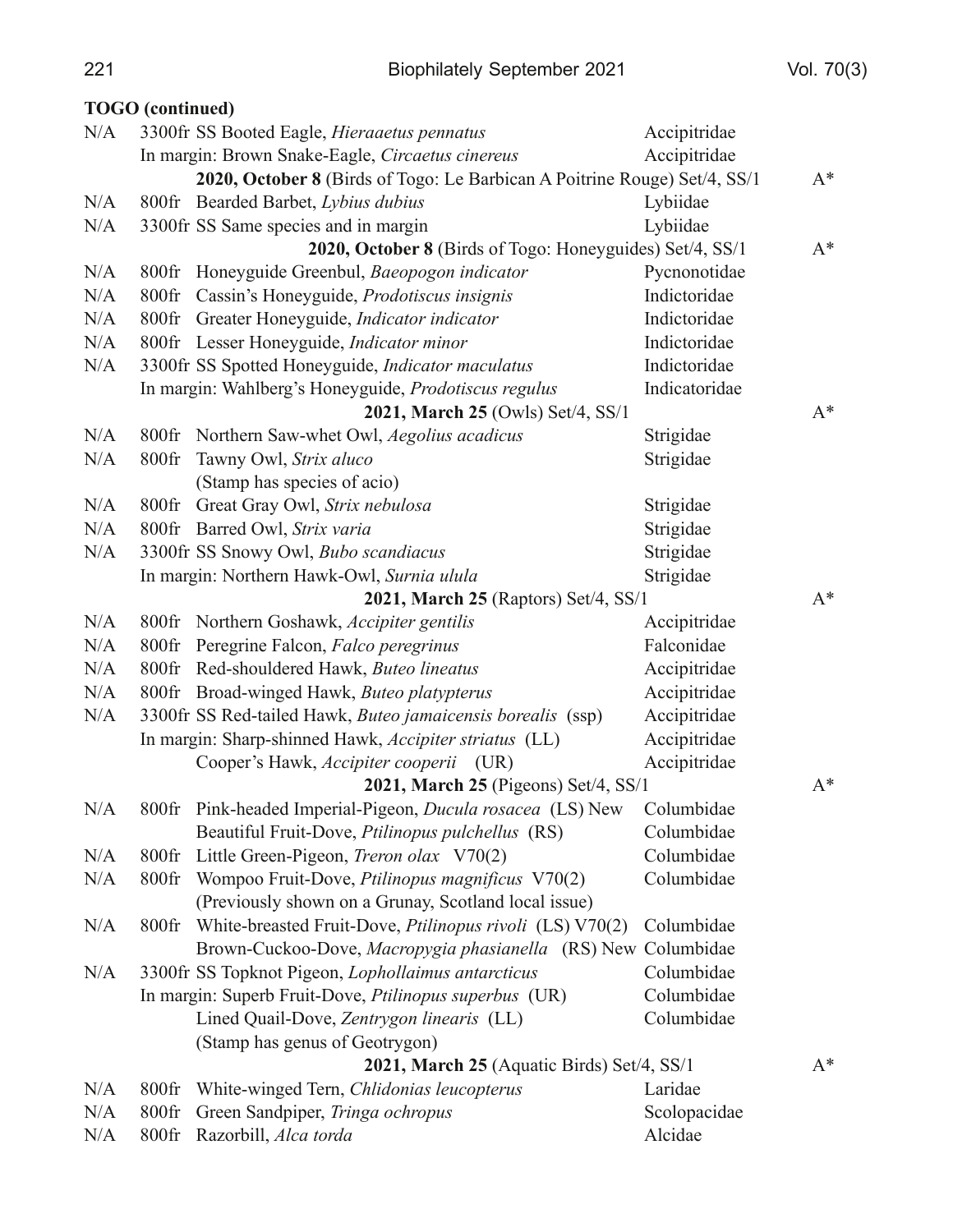**TOGO (continued)**

| | | | |
|---|---|---|---|
| N/A | 3300fr SS Booted Eagle, *Hieraaetus pennatus* | Accipitridae | |
| | In margin: Brown Snake-Eagle, *Circaetus cinereus* | Accipitridae | |
| | **2020, October 8** (Birds of Togo: Le Barbican A Poitrine Rouge) Set/4, SS/1 | | A* |
| N/A | 800fr Bearded Barbet, *Lybius dubius* | Lybiidae | |
| N/A | 3300fr SS Same species and in margin | Lybiidae | |
| | **2020, October 8** (Birds of Togo: Honeyguides) Set/4, SS/1 | | A* |
| N/A | 800fr Honeyguide Greenbul, *Baeopogon indicator* | Pycnonotidae | |
| N/A | 800fr Cassin's Honeyguide, *Prodotiscus insignis* | Indictoridae | |
| N/A | 800fr Greater Honeyguide, *Indicator indicator* | Indictoridae | |
| N/A | 800fr Lesser Honeyguide, *Indicator minor* | Indictoridae | |
| N/A | 3300fr SS Spotted Honeyguide, *Indicator maculatus* | Indictoridae | |
| | In margin: Wahlberg's Honeyguide, *Prodotiscus regulus* | Indicatoridae | |
| | **2021, March 25** (Owls) Set/4, SS/1 | | A* |
| N/A | 800fr Northern Saw-whet Owl, *Aegolius acadicus* | Strigidae | |
| N/A | 800fr Tawny Owl, *Strix aluco* (Stamp has species of acio) | Strigidae | |
| N/A | 800fr Great Gray Owl, *Strix nebulosa* | Strigidae | |
| N/A | 800fr Barred Owl, *Strix varia* | Strigidae | |
| N/A | 3300fr SS Snowy Owl, *Bubo scandiacus* | Strigidae | |
| | In margin: Northern Hawk-Owl, *Surnia ulula* | Strigidae | |
| | **2021, March 25** (Raptors) Set/4, SS/1 | | A* |
| N/A | 800fr Northern Goshawk, *Accipiter gentilis* | Accipitridae | |
| N/A | 800fr Peregrine Falcon, *Falco peregrinus* | Falconidae | |
| N/A | 800fr Red-shouldered Hawk, *Buteo lineatus* | Accipitridae | |
| N/A | 800fr Broad-winged Hawk, *Buteo platypterus* | Accipitridae | |
| N/A | 3300fr SS Red-tailed Hawk, *Buteo jamaicensis borealis* (ssp) | Accipitridae | |
| | In margin: Sharp-shinned Hawk, *Accipiter striatus* (LL) | Accipitridae | |
| | Cooper's Hawk, *Accipiter cooperii* (UR) | Accipitridae | |
| | **2021, March 25** (Pigeons) Set/4, SS/1 | | A* |
| N/A | 800fr Pink-headed Imperial-Pigeon, *Ducula rosacea* (LS) New | Columbidae | |
| | Beautiful Fruit-Dove, *Ptilinopus pulchellus* (RS) | Columbidae | |
| N/A | 800fr Little Green-Pigeon, *Treron olax* V70(2) | Columbidae | |
| N/A | 800fr Wompoo Fruit-Dove, *Ptilinopus magnificus* V70(2) (Previously shown on a Grunay, Scotland local issue) | Columbidae | |
| N/A | 800fr White-breasted Fruit-Dove, *Ptilinopus rivoli* (LS) V70(2) | Columbidae | |
| | Brown-Cuckoo-Dove, *Macropygia phasianella* (RS) New | Columbidae | |
| N/A | 3300fr SS Topknot Pigeon, *Lophollaimus antarcticus* | Columbidae | |
| | In margin: Superb Fruit-Dove, *Ptilinopus superbus* (UR) | Columbidae | |
| | Lined Quail-Dove, *Zentrygon linearis* (LL) (Stamp has genus of Geotrygon) | Columbidae | |
| | **2021, March 25** (Aquatic Birds) Set/4, SS/1 | | A* |
| N/A | 800fr White-winged Tern, *Chlidonias leucopterus* | Laridae | |
| N/A | 800fr Green Sandpiper, *Tringa ochropus* | Scolopacidae | |
| N/A | 800fr Razorbill, *Alca torda* | Alcidae | |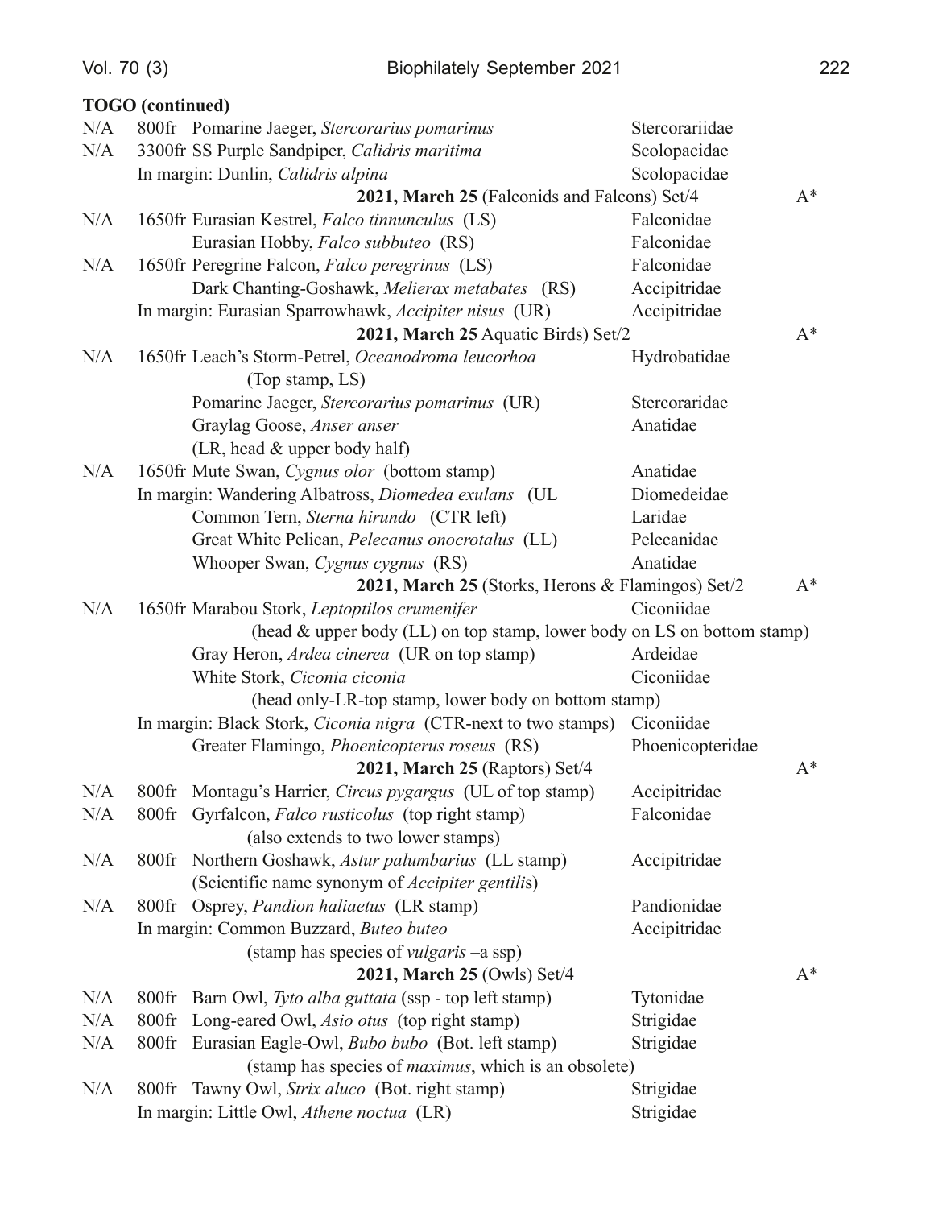**TOGO (continued)**

| | | | |
|---|---|---|---|
| N/A | 800fr Pomarine Jaeger, *Stercorarius pomarinus* | Stercorariidae | |
| N/A | 3300fr SS Purple Sandpiper, *Calidris maritima* | Scolopacidae | |
| | In margin: Dunlin, *Calidris alpina* | Scolopacidae | |
| | **2021, March 25** (Falconids and Falcons) Set/4 | | A* |
| N/A | 1650fr Eurasian Kestrel, *Falco tinnunculus* (LS) | Falconidae | |
| | Eurasian Hobby, *Falco subbuteo* (RS) | Falconidae | |
| N/A | 1650fr Peregrine Falcon, *Falco peregrinus* (LS) | Falconidae | |
| | Dark Chanting-Goshawk, *Melierax metabates* (RS) | Accipitridae | |
| | In margin: Eurasian Sparrowhawk, *Accipiter nisus* (UR) | Accipitridae | |
| | **2021, March 25** Aquatic Birds) Set/2 | | A* |
| N/A | 1650fr Leach's Storm-Petrel, *Oceanodroma leucorhoa* (Top stamp, LS) | Hydrobatidae | |
| | Pomarine Jaeger, *Stercorarius pomarinus* (UR) | Stercoraridae | |
| | Graylag Goose, *Anser anser* (LR, head & upper body half) | Anatidae | |
| N/A | 1650fr Mute Swan, *Cygnus olor* (bottom stamp) | Anatidae | |
| | In margin: Wandering Albatross, *Diomedea exulans* (UL | Diomedeidae | |
| | Common Tern, *Sterna hirundo* (CTR left) | Laridae | |
| | Great White Pelican, *Pelecanus onocrotalus* (LL) | Pelecanidae | |
| | Whooper Swan, *Cygnus cygnus* (RS) | Anatidae | |
| | **2021, March 25** (Storks, Herons & Flamingos) Set/2 | | A* |
| N/A | 1650fr Marabou Stork, *Leptoptilos crumenifer* (head & upper body (LL) on top stamp, lower body on LS on bottom stamp) | Ciconiidae | |
| | Gray Heron, *Ardea cinerea* (UR on top stamp) | Ardeidae | |
| | White Stork, *Ciconia ciconia* (head only-LR-top stamp, lower body on bottom stamp) | Ciconiidae | |
| | In margin: Black Stork, *Ciconia nigra* (CTR-next to two stamps) | Ciconiidae | |
| | Greater Flamingo, *Phoenicopterus roseus* (RS) | Phoenicopteridae | |
| | **2021, March 25** (Raptors) Set/4 | | A* |
| N/A | 800fr Montagu's Harrier, *Circus pygargus* (UL of top stamp) | Accipitridae | |
| N/A | 800fr Gyrfalcon, *Falco rusticolus* (top right stamp) (also extends to two lower stamps) | Falconidae | |
| N/A | 800fr Northern Goshawk, *Astur palumbarius* (LL stamp) (Scientific name synonym of *Accipiter gentilis*) | Accipitridae | |
| N/A | 800fr Osprey, *Pandion haliaetus* (LR stamp) | Pandionidae | |
| | In margin: Common Buzzard, *Buteo buteo* (stamp has species of *vulgaris* –a ssp) | Accipitridae | |
| | **2021, March 25** (Owls) Set/4 | | A* |
| N/A | 800fr Barn Owl, *Tyto alba guttata* (ssp - top left stamp) | Tytonidae | |
| N/A | 800fr Long-eared Owl, *Asio otus* (top right stamp) | Strigidae | |
| N/A | 800fr Eurasian Eagle-Owl, *Bubo bubo* (Bot. left stamp) (stamp has species of *maximus*, which is an obsolete) | Strigidae | |
| N/A | 800fr Tawny Owl, *Strix aluco* (Bot. right stamp) | Strigidae | |
| | In margin: Little Owl, *Athene noctua* (LR) | Strigidae | |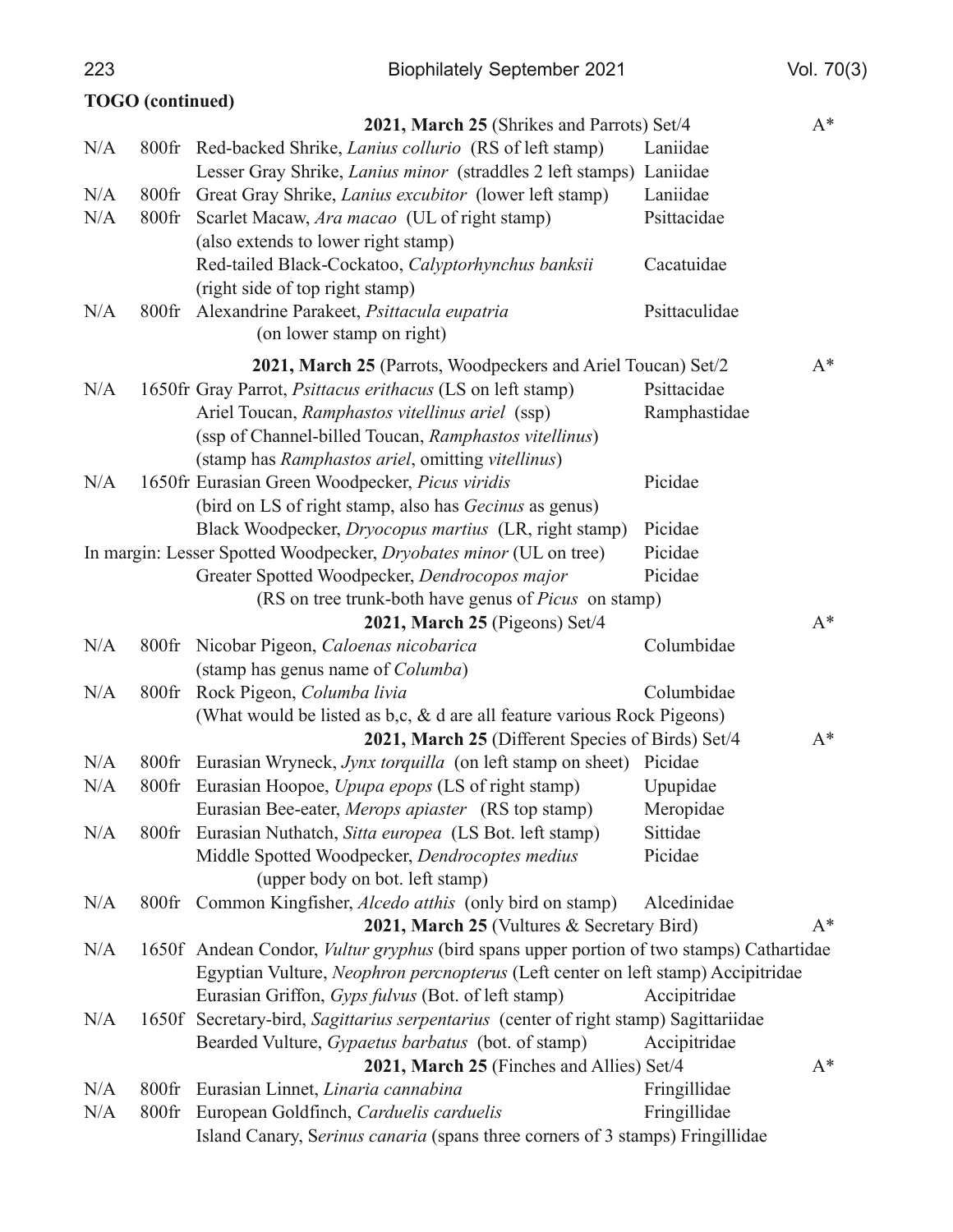**TOGO (continued)**

**2021, March 25** (Shrikes and Parrots) Set/4 A*

N/A 800fr Red-backed Shrike, *Lanius collurio* (RS of left stamp) Laniidae
Lesser Gray Shrike, *Lanius minor* (straddles 2 left stamps) Laniidae
N/A 800fr Great Gray Shrike, *Lanius excubitor* (lower left stamp) Laniidae
N/A 800fr Scarlet Macaw, *Ara macao* (UL of right stamp) Psittacidae
(also extends to lower right stamp)
Red-tailed Black-Cockatoo, *Calyptorhynchus banksii* Cacatuidae
(right side of top right stamp)
N/A 800fr Alexandrine Parakeet, *Psittacula eupatria* Psittaculidae
(on lower stamp on right)

**2021, March 25** (Parrots, Woodpeckers and Ariel Toucan) Set/2 A*

N/A 1650fr Gray Parrot, *Psittacus erithacus* (LS on left stamp) Psittacidae
Ariel Toucan, *Ramphastos vitellinus ariel* (ssp) Ramphastidae
(ssp of Channel-billed Toucan, *Ramphastos vitellinus*)
(stamp has *Ramphastos ariel*, omitting *vitellinus*)
N/A 1650fr Eurasian Green Woodpecker, *Picus viridis* Picidae
(bird on LS of right stamp, also has *Gecinus* as genus)
Black Woodpecker, *Dryocopus martius* (LR, right stamp) Picidae
In margin: Lesser Spotted Woodpecker, *Dryobates minor* (UL on tree) Picidae
Greater Spotted Woodpecker, *Dendrocopos major* Picidae
(RS on tree trunk-both have genus of *Picus* on stamp)

**2021, March 25** (Pigeons) Set/4 A*

N/A 800fr Nicobar Pigeon, *Caloenas nicobarica* Columbidae
(stamp has genus name of *Columba*)
N/A 800fr Rock Pigeon, *Columba livia* Columbidae
(What would be listed as b,c, & d are all feature various Rock Pigeons)

**2021, March 25** (Different Species of Birds) Set/4 A*

N/A 800fr Eurasian Wryneck, *Jynx torquilla* (on left stamp on sheet) Picidae
N/A 800fr Eurasian Hoopoe, *Upupa epops* (LS of right stamp) Upupidae
Eurasian Bee-eater, *Merops apiaster* (RS top stamp) Meropidae
N/A 800fr Eurasian Nuthatch, *Sitta europea* (LS Bot. left stamp) Sittidae
Middle Spotted Woodpecker, *Dendrocoptes medius* Picidae
(upper body on bot. left stamp)
N/A 800fr Common Kingfisher, *Alcedo atthis* (only bird on stamp) Alcedinidae

**2021, March 25** (Vultures & Secretary Bird) A*

N/A 1650f Andean Condor, *Vultur gryphus* (bird spans upper portion of two stamps) Cathartidae
Egyptian Vulture, *Neophron percnopterus* (Left center on left stamp) Accipitridae
Eurasian Griffon, *Gyps fulvus* (Bot. of left stamp) Accipitridae
N/A 1650f Secretary-bird, *Sagittarius serpentarius* (center of right stamp) Sagittariidae
Bearded Vulture, *Gypaetus barbatus* (bot. of stamp) Accipitridae

**2021, March 25** (Finches and Allies) Set/4 A*

N/A 800fr Eurasian Linnet, *Linaria cannabina* Fringillidae
N/A 800fr European Goldfinch, *Carduelis carduelis* Fringillidae
Island Canary, S*erinus canaria* (spans three corners of 3 stamps) Fringillidae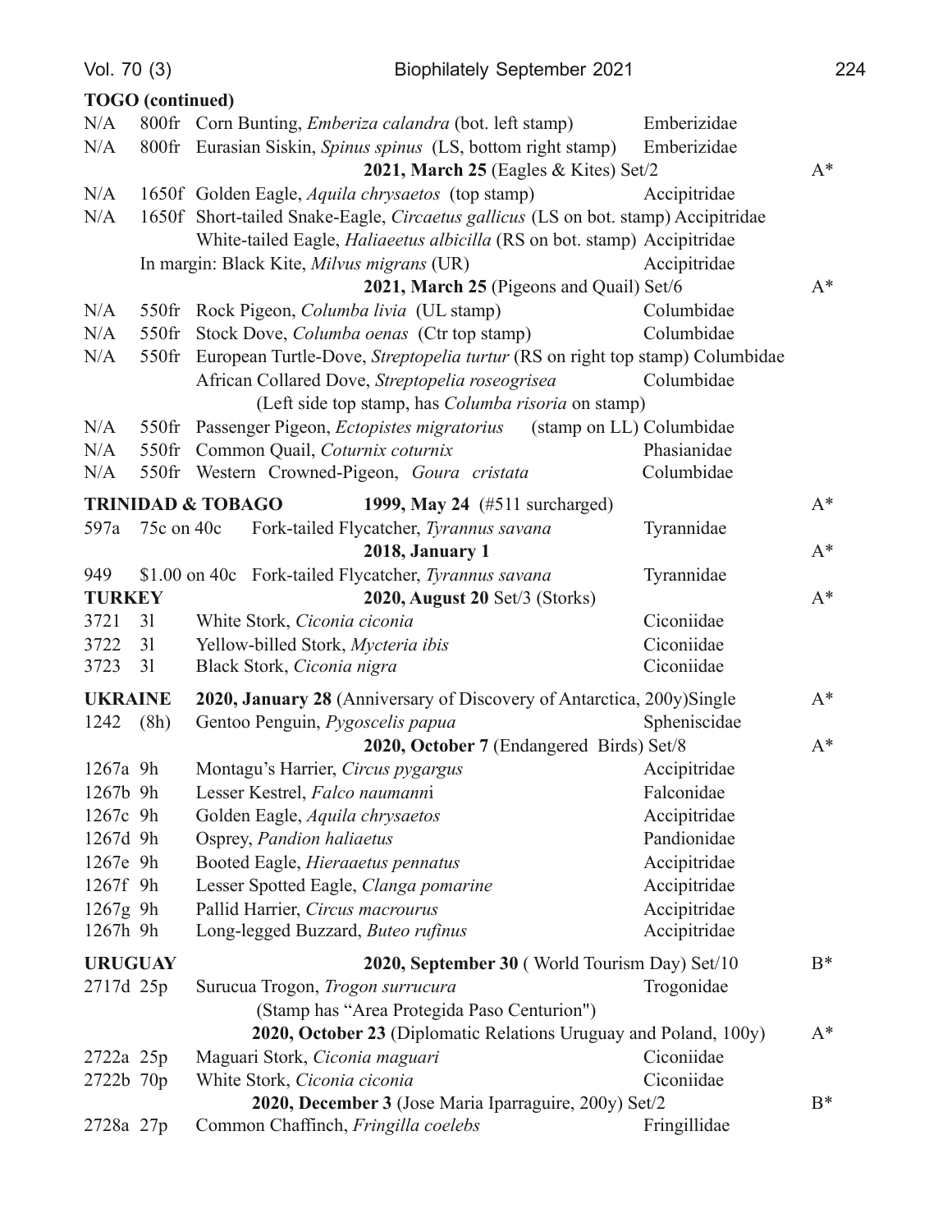**TOGO (continued)**

| | | | | |
|---|---|---|---|---|
| N/A | 800fr | Corn Bunting, *Emberiza calandra* (bot. left stamp) | Emberizidae | |
| N/A | 800fr | Eurasian Siskin, *Spinus spinus* (LS, bottom right stamp) | Emberizidae | |
| | | **2021, March 25** (Eagles & Kites) Set/2 | | A* |
| N/A | 1650f | Golden Eagle, *Aquila chrysaetos* (top stamp) | Accipitridae | |
| N/A | 1650f | Short-tailed Snake-Eagle, *Circaetus gallicus* (LS on bot. stamp) | Accipitridae | |
| | | White-tailed Eagle, *Haliaeetus albicilla* (RS on bot. stamp) | Accipitridae | |
| | | In margin: Black Kite, *Milvus migrans* (UR) | Accipitridae | |
| | | **2021, March 25** (Pigeons and Quail) Set/6 | | A* |
| N/A | 550fr | Rock Pigeon, *Columba livia* (UL stamp) | Columbidae | |
| N/A | 550fr | Stock Dove, *Columba oenas* (Ctr top stamp) | Columbidae | |
| N/A | 550fr | European Turtle-Dove, *Streptopelia turtur* (RS on right top stamp) | Columbidae | |
| | | African Collared Dove, *Streptopelia roseogrisea* | Columbidae | |
| | | (Left side top stamp, has *Columba risoria* on stamp) | | |
| N/A | 550fr | Passenger Pigeon, *Ectopistes migratorius* (stamp on LL) | Columbidae | |
| N/A | 550fr | Common Quail, *Coturnix coturnix* | Phasianidae | |
| N/A | 550fr | Western Crowned-Pigeon, *Goura cristata* | Columbidae | |

**TRINIDAD & TOBAGO**

| | | | | |
|---|---|---|---|---|
| | | **1999, May 24** (#511 surcharged) | | A* |
| 597a | 75c on 40c | Fork-tailed Flycatcher, *Tyrannus savana* | Tyrannidae | |
| | | **2018, January 1** | | A* |
| 949 | $1.00 on 40c | Fork-tailed Flycatcher, *Tyrannus savana* | Tyrannidae | |

**TURKEY**

| | | | | |
|---|---|---|---|---|
| | | **2020, August 20** Set/3 (Storks) | | A* |
| 3721 | 3l | White Stork, *Ciconia ciconia* | Ciconiidae | |
| 3722 | 3l | Yellow-billed Stork, *Mycteria ibis* | Ciconiidae | |
| 3723 | 3l | Black Stork, *Ciconia nigra* | Ciconiidae | |

**UKRAINE**

| | | | | |
|---|---|---|---|---|
| | | **2020, January 28** (Anniversary of Discovery of Antarctica, 200y)Single | | A* |
| 1242 | (8h) | Gentoo Penguin, *Pygoscelis papua* | Spheniscidae | |
| | | **2020, October 7** (Endangered Birds) Set/8 | | A* |
| 1267a | 9h | Montagu's Harrier, *Circus pygargus* | Accipitridae | |
| 1267b | 9h | Lesser Kestrel, *Falco naumanni* | Falconidae | |
| 1267c | 9h | Golden Eagle, *Aquila chrysaetos* | Accipitridae | |
| 1267d | 9h | Osprey, *Pandion haliaetus* | Pandionidae | |
| 1267e | 9h | Booted Eagle, *Hieraaetus pennatus* | Accipitridae | |
| 1267f | 9h | Lesser Spotted Eagle, *Clanga pomarine* | Accipitridae | |
| 1267g | 9h | Pallid Harrier, *Circus macrourus* | Accipitridae | |
| 1267h | 9h | Long-legged Buzzard, *Buteo rufinus* | Accipitridae | |

**URUGUAY**

| | | | | |
|---|---|---|---|---|
| | | **2020, September 30** ( World Tourism Day) Set/10 | | B* |
| 2717d | 25p | Surucua Trogon, *Trogon surrucura* | Trogonidae | |
| | | (Stamp has "Area Protegida Paso Centurion") | | |
| | | **2020, October 23** (Diplomatic Relations Uruguay and Poland, 100y) | | A* |
| 2722a | 25p | Maguari Stork, *Ciconia maguari* | Ciconiidae | |
| 2722b | 70p | White Stork, *Ciconia ciconia* | Ciconiidae | |
| | | **2020, December 3** (Jose Maria Iparraguire, 200y) Set/2 | | B* |
| 2728a | 27p | Common Chaffinch, *Fringilla coelebs* | Fringillidae | |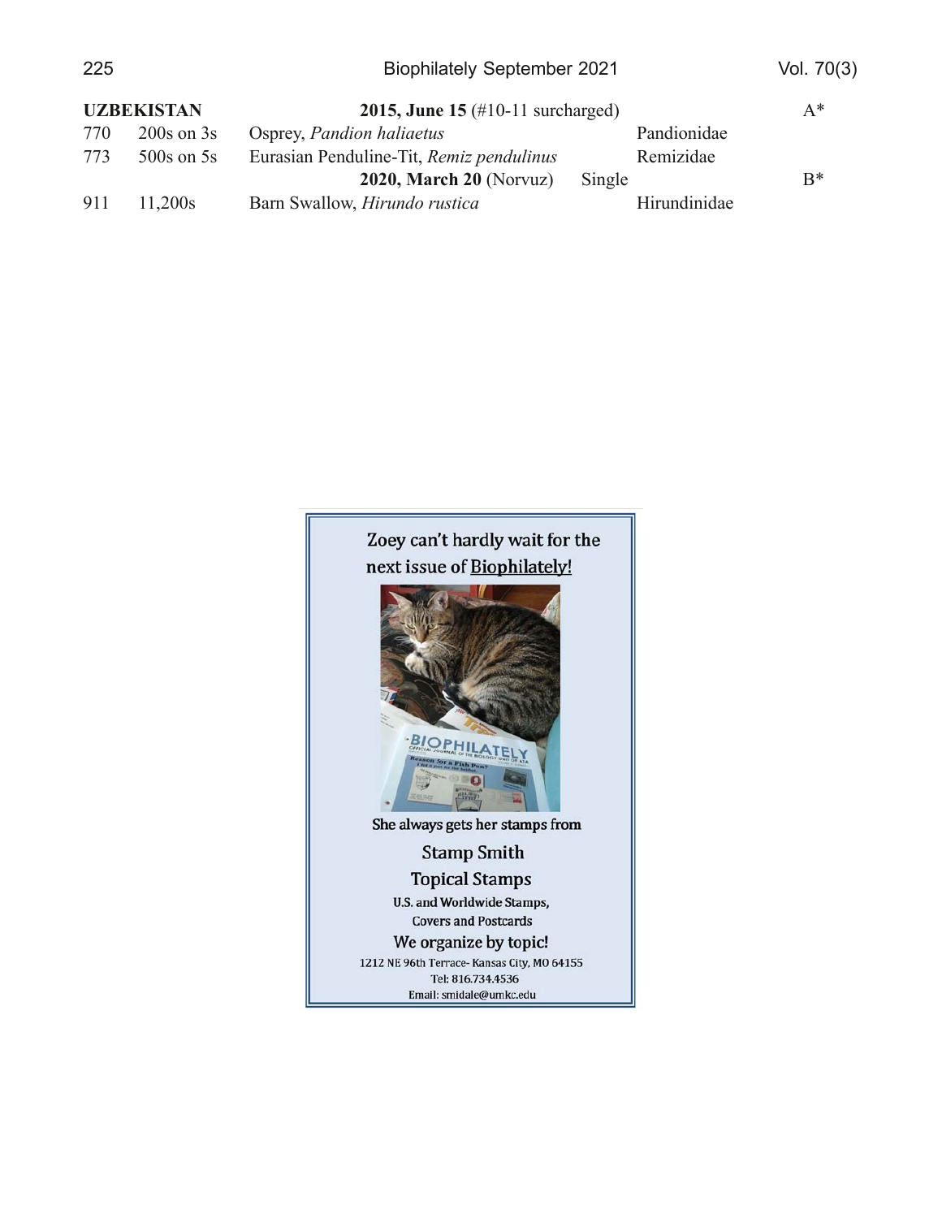| | | | | |
|---|---|---|---|---|
| **UZBEKISTAN** | | **2015, June 15** (#10-11 surcharged) | | A* |
| 770 | 200s on 3s | Osprey, *Pandion haliaetus* | Pandionidae | |
| 773 | 500s on 5s | Eurasian Penduline-Tit, *Remiz pendulinus* | Remizidae | |
| | | **2020, March 20** (Norvuz) Single | | B* |
| 911 | 11,200s | Barn Swallow, *Hirundo rustica* | Hirundinidae | |

Zoey can't hardly wait for the next issue of Biophilately!

She always gets her stamps from

Stamp Smith

Topical Stamps

U.S. and Worldwide Stamps, Covers and Postcards

We organize by topic!

1212 NE 96th Terrace- Kansas City, MO 64155

Tel: 816.734.4536

Email: smidale@umkc.edu